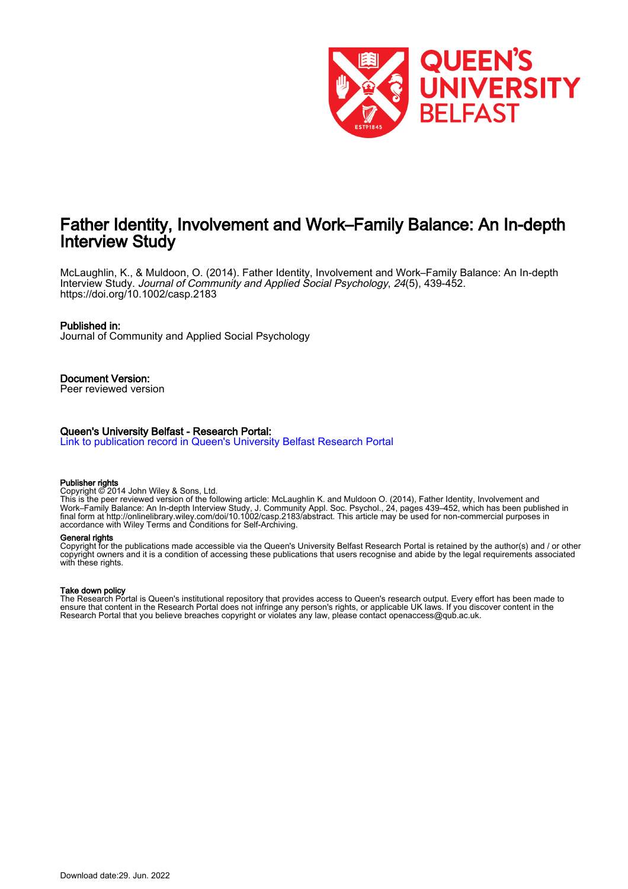# Father Identity, Involvement and Work–Family Balance: An In-depth Interview Study

McLaughlin, K., & Muldoon, O. (2014). Father Identity, Involvement and Work–Family Balance: An In-depth Interview Study. *Journal of Community and Applied Social Psychology*, *24*(5), 439-452. https://doi.org/10.1002/casp.2183

**Published in:**
Journal of Community and Applied Social Psychology

**Document Version:**
Peer reviewed version

**Queen's University Belfast - Research Portal:**
Link to publication record in Queen's University Belfast Research Portal

**Publisher rights**
Copyright © 2014 John Wiley & Sons, Ltd.
This is the peer reviewed version of the following article: McLaughlin K. and Muldoon O. (2014), Father Identity, Involvement and Work–Family Balance: An In-depth Interview Study, J. Community Appl. Soc. Psychol., 24, pages 439–452, which has been published in final form at http://onlinelibrary.wiley.com/doi/10.1002/casp.2183/abstract. This article may be used for non-commercial purposes in accordance with Wiley Terms and Conditions for Self-Archiving.

**General rights**
Copyright for the publications made accessible via the Queen's University Belfast Research Portal is retained by the author(s) and / or other copyright owners and it is a condition of accessing these publications that users recognise and abide by the legal requirements associated with these rights.

**Take down policy**
The Research Portal is Queen's institutional repository that provides access to Queen's research output. Every effort has been made to ensure that content in the Research Portal does not infringe any person's rights, or applicable UK laws. If you discover content in the Research Portal that you believe breaches copyright or violates any law, please contact openaccess@qub.ac.uk.

Download date:29. Jun. 2022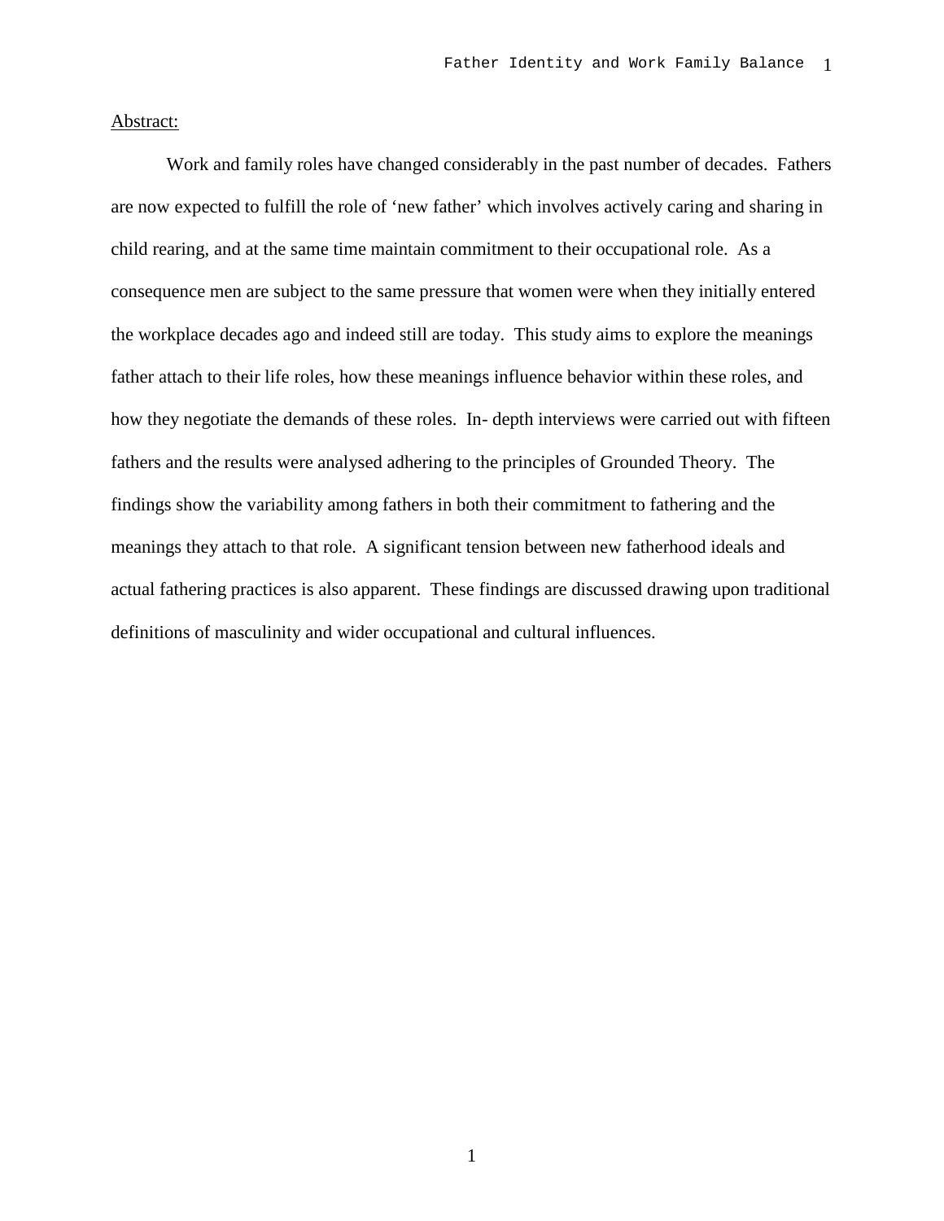Abstract:

Work and family roles have changed considerably in the past number of decades. Fathers are now expected to fulfill the role of 'new father' which involves actively caring and sharing in child rearing, and at the same time maintain commitment to their occupational role. As a consequence men are subject to the same pressure that women were when they initially entered the workplace decades ago and indeed still are today. This study aims to explore the meanings father attach to their life roles, how these meanings influence behavior within these roles, and how they negotiate the demands of these roles. In- depth interviews were carried out with fifteen fathers and the results were analysed adhering to the principles of Grounded Theory. The findings show the variability among fathers in both their commitment to fathering and the meanings they attach to that role. A significant tension between new fatherhood ideals and actual fathering practices is also apparent. These findings are discussed drawing upon traditional definitions of masculinity and wider occupational and cultural influences.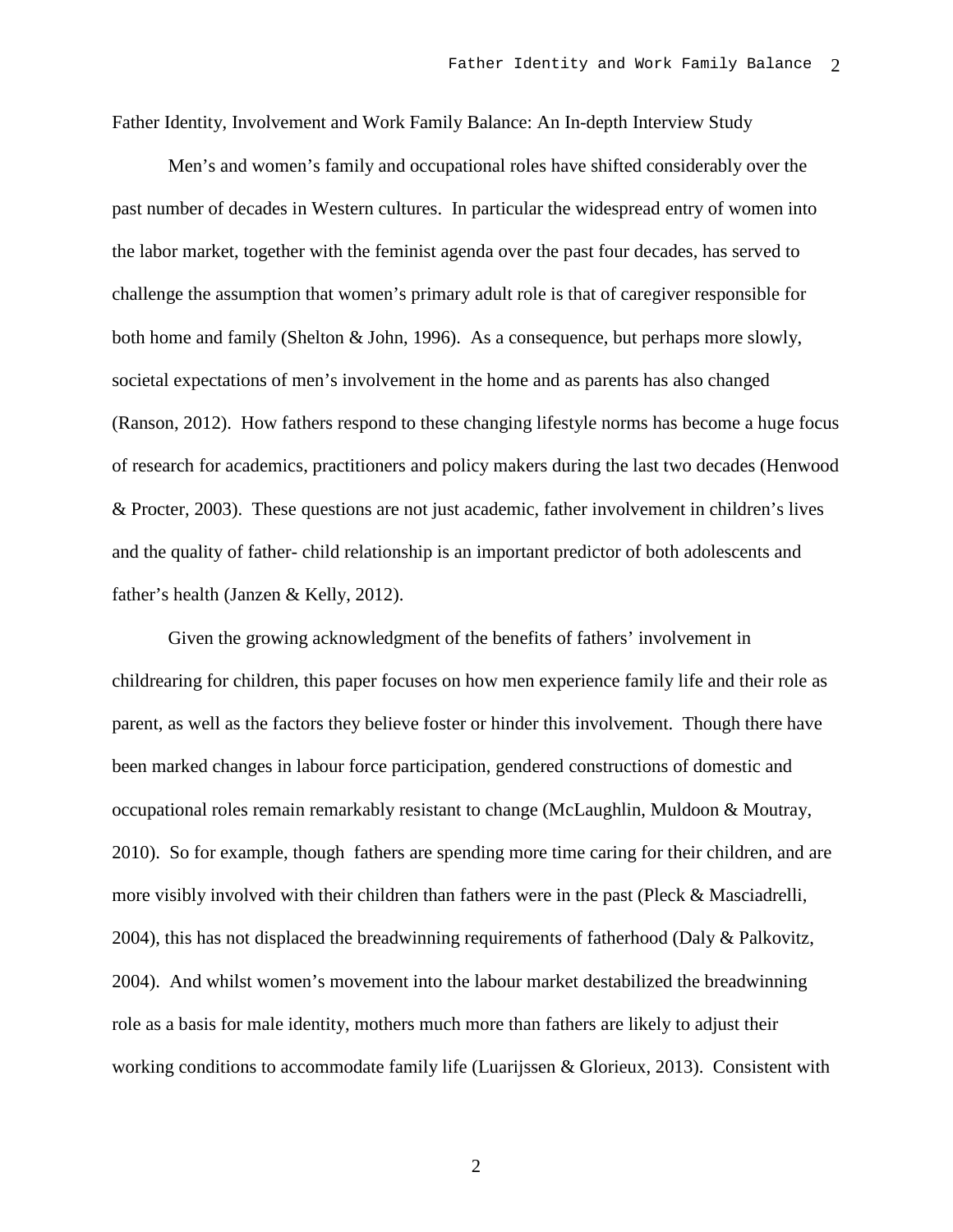Father Identity, Involvement and Work Family Balance: An In-depth Interview Study

Men's and women's family and occupational roles have shifted considerably over the past number of decades in Western cultures. In particular the widespread entry of women into the labor market, together with the feminist agenda over the past four decades, has served to challenge the assumption that women's primary adult role is that of caregiver responsible for both home and family (Shelton & John, 1996). As a consequence, but perhaps more slowly, societal expectations of men's involvement in the home and as parents has also changed (Ranson, 2012). How fathers respond to these changing lifestyle norms has become a huge focus of research for academics, practitioners and policy makers during the last two decades (Henwood & Procter, 2003). These questions are not just academic, father involvement in children's lives and the quality of father- child relationship is an important predictor of both adolescents and father's health (Janzen & Kelly, 2012).

Given the growing acknowledgment of the benefits of fathers' involvement in childrearing for children, this paper focuses on how men experience family life and their role as parent, as well as the factors they believe foster or hinder this involvement. Though there have been marked changes in labour force participation, gendered constructions of domestic and occupational roles remain remarkably resistant to change (McLaughlin, Muldoon & Moutray, 2010). So for example, though fathers are spending more time caring for their children, and are more visibly involved with their children than fathers were in the past (Pleck & Masciadrelli, 2004), this has not displaced the breadwinning requirements of fatherhood (Daly & Palkovitz, 2004). And whilst women's movement into the labour market destabilized the breadwinning role as a basis for male identity, mothers much more than fathers are likely to adjust their working conditions to accommodate family life (Luarijssen & Glorieux, 2013). Consistent with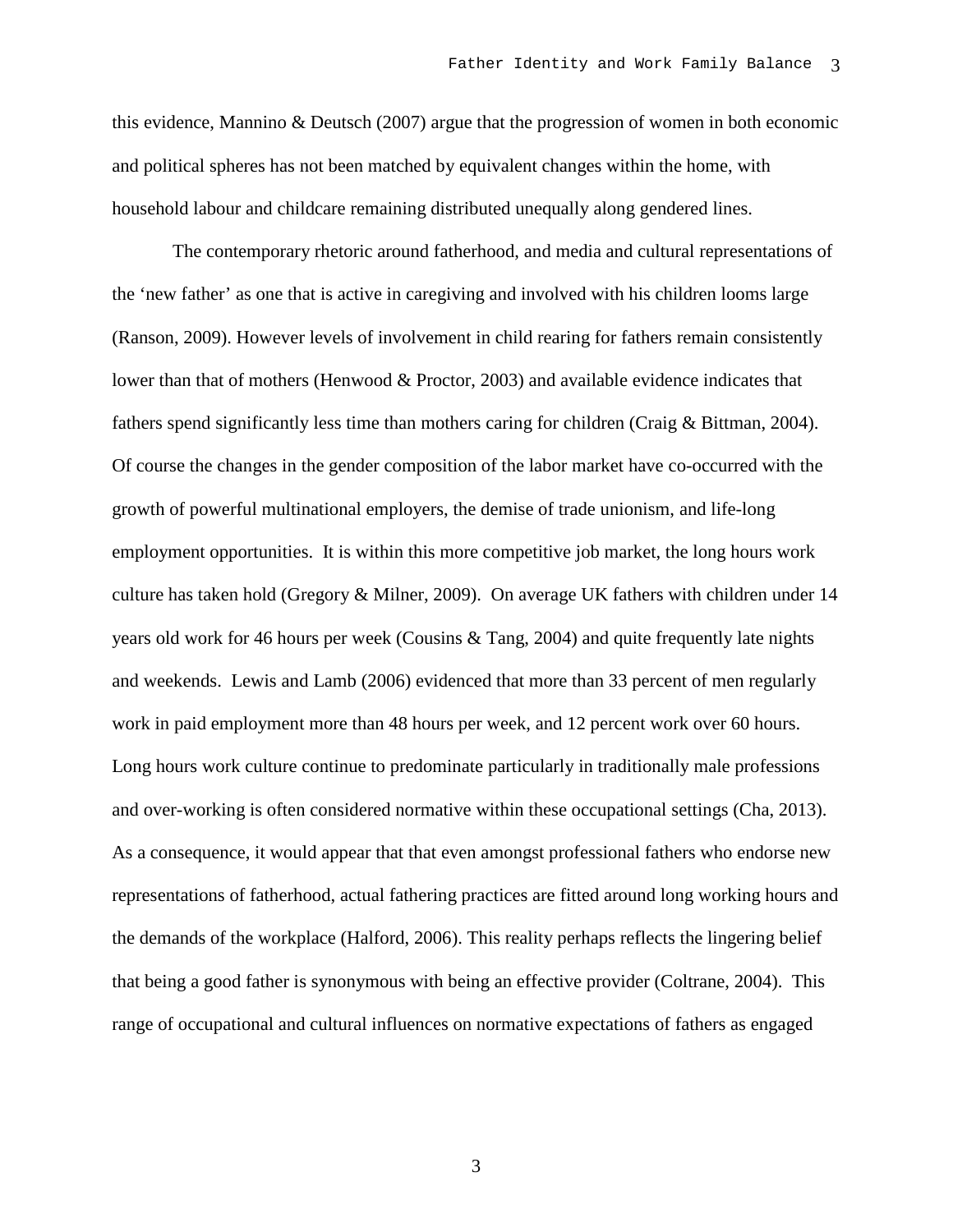this evidence, Mannino & Deutsch (2007) argue that the progression of women in both economic and political spheres has not been matched by equivalent changes within the home, with household labour and childcare remaining distributed unequally along gendered lines.

The contemporary rhetoric around fatherhood, and media and cultural representations of the 'new father' as one that is active in caregiving and involved with his children looms large (Ranson, 2009). However levels of involvement in child rearing for fathers remain consistently lower than that of mothers (Henwood & Proctor, 2003) and available evidence indicates that fathers spend significantly less time than mothers caring for children (Craig & Bittman, 2004). Of course the changes in the gender composition of the labor market have co-occurred with the growth of powerful multinational employers, the demise of trade unionism, and life-long employment opportunities. It is within this more competitive job market, the long hours work culture has taken hold (Gregory & Milner, 2009). On average UK fathers with children under 14 years old work for 46 hours per week (Cousins & Tang, 2004) and quite frequently late nights and weekends. Lewis and Lamb (2006) evidenced that more than 33 percent of men regularly work in paid employment more than 48 hours per week, and 12 percent work over 60 hours. Long hours work culture continue to predominate particularly in traditionally male professions and over-working is often considered normative within these occupational settings (Cha, 2013). As a consequence, it would appear that that even amongst professional fathers who endorse new representations of fatherhood, actual fathering practices are fitted around long working hours and the demands of the workplace (Halford, 2006). This reality perhaps reflects the lingering belief that being a good father is synonymous with being an effective provider (Coltrane, 2004). This range of occupational and cultural influences on normative expectations of fathers as engaged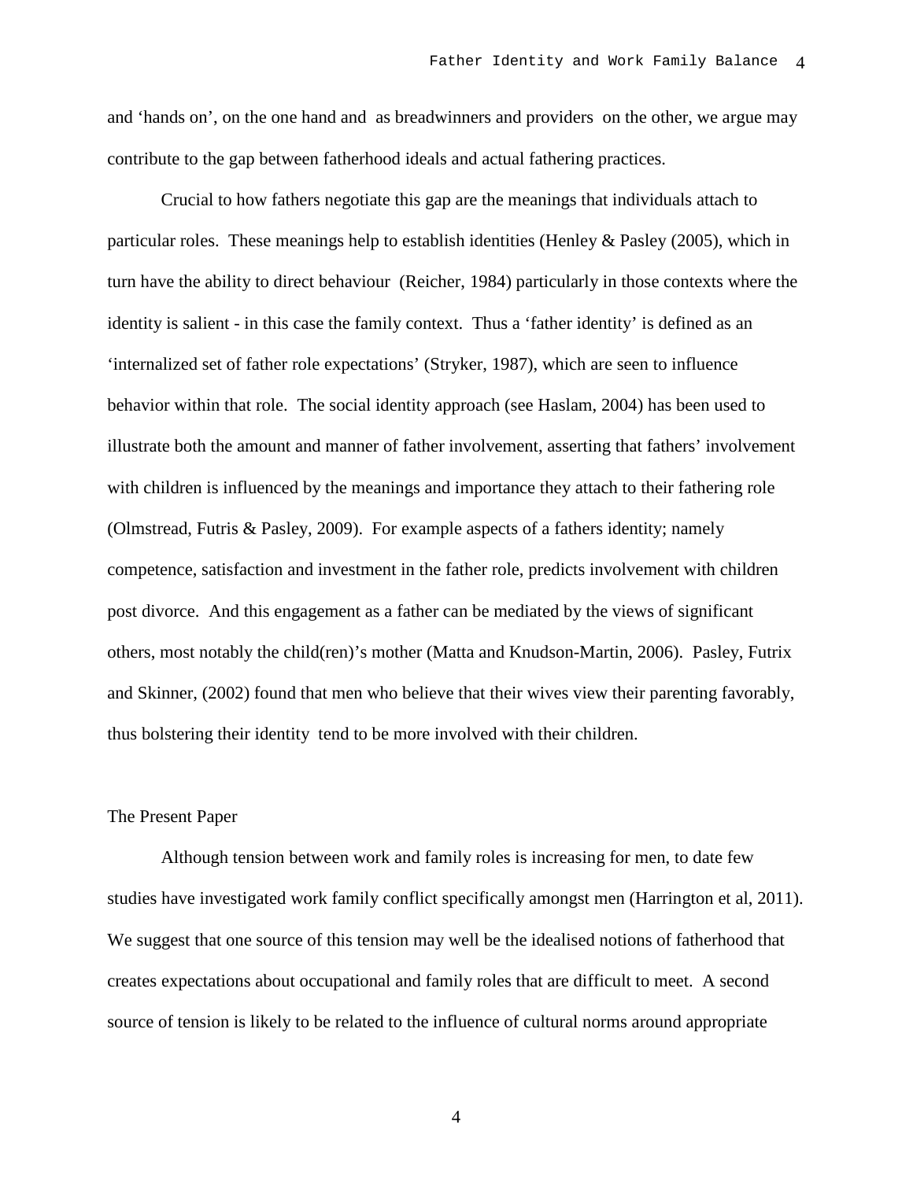and 'hands on', on the one hand and as breadwinners and providers on the other, we argue may contribute to the gap between fatherhood ideals and actual fathering practices.

Crucial to how fathers negotiate this gap are the meanings that individuals attach to particular roles. These meanings help to establish identities (Henley & Pasley (2005), which in turn have the ability to direct behaviour (Reicher, 1984) particularly in those contexts where the identity is salient - in this case the family context. Thus a 'father identity' is defined as an 'internalized set of father role expectations' (Stryker, 1987), which are seen to influence behavior within that role. The social identity approach (see Haslam, 2004) has been used to illustrate both the amount and manner of father involvement, asserting that fathers' involvement with children is influenced by the meanings and importance they attach to their fathering role (Olmstread, Futris & Pasley, 2009). For example aspects of a fathers identity; namely competence, satisfaction and investment in the father role, predicts involvement with children post divorce. And this engagement as a father can be mediated by the views of significant others, most notably the child(ren)'s mother (Matta and Knudson-Martin, 2006). Pasley, Futrix and Skinner, (2002) found that men who believe that their wives view their parenting favorably, thus bolstering their identity tend to be more involved with their children.

## The Present Paper

Although tension between work and family roles is increasing for men, to date few studies have investigated work family conflict specifically amongst men (Harrington et al, 2011). We suggest that one source of this tension may well be the idealised notions of fatherhood that creates expectations about occupational and family roles that are difficult to meet. A second source of tension is likely to be related to the influence of cultural norms around appropriate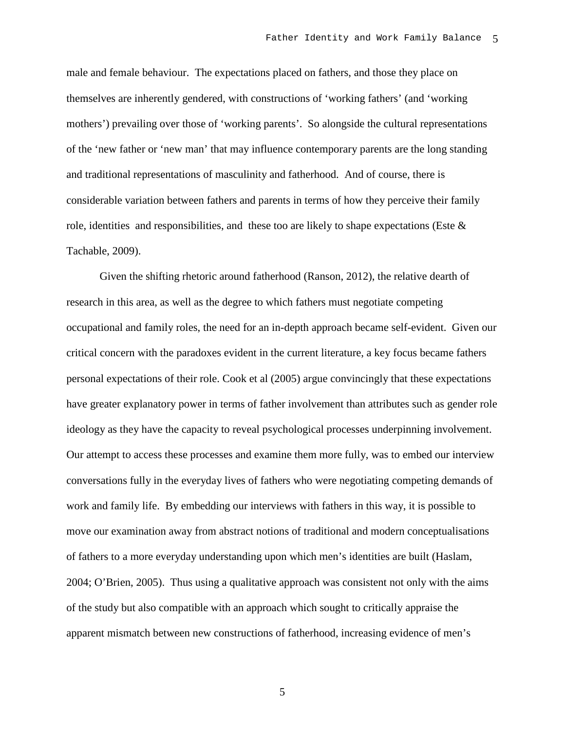male and female behaviour. The expectations placed on fathers, and those they place on themselves are inherently gendered, with constructions of 'working fathers' (and 'working mothers') prevailing over those of 'working parents'. So alongside the cultural representations of the 'new father or 'new man' that may influence contemporary parents are the long standing and traditional representations of masculinity and fatherhood. And of course, there is considerable variation between fathers and parents in terms of how they perceive their family role, identities and responsibilities, and these too are likely to shape expectations (Este & Tachable, 2009).

Given the shifting rhetoric around fatherhood (Ranson, 2012), the relative dearth of research in this area, as well as the degree to which fathers must negotiate competing occupational and family roles, the need for an in-depth approach became self-evident. Given our critical concern with the paradoxes evident in the current literature, a key focus became fathers personal expectations of their role. Cook et al (2005) argue convincingly that these expectations have greater explanatory power in terms of father involvement than attributes such as gender role ideology as they have the capacity to reveal psychological processes underpinning involvement. Our attempt to access these processes and examine them more fully, was to embed our interview conversations fully in the everyday lives of fathers who were negotiating competing demands of work and family life. By embedding our interviews with fathers in this way, it is possible to move our examination away from abstract notions of traditional and modern conceptualisations of fathers to a more everyday understanding upon which men's identities are built (Haslam, 2004; O'Brien, 2005). Thus using a qualitative approach was consistent not only with the aims of the study but also compatible with an approach which sought to critically appraise the apparent mismatch between new constructions of fatherhood, increasing evidence of men's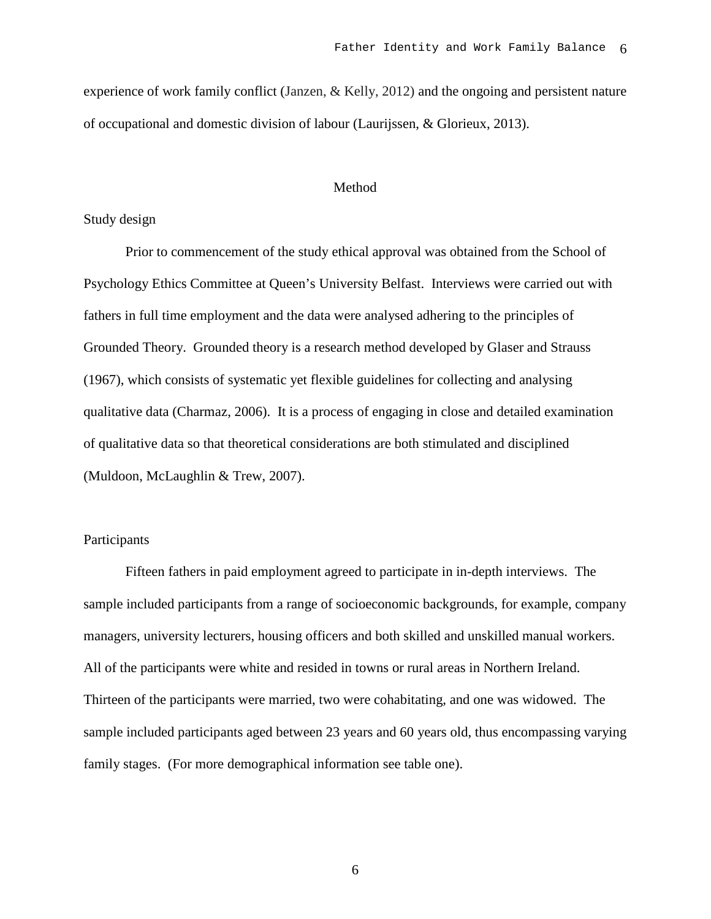experience of work family conflict (Janzen, & Kelly, 2012) and the ongoing and persistent nature of occupational and domestic division of labour (Laurijssen, & Glorieux, 2013).

# Method

## Study design

Prior to commencement of the study ethical approval was obtained from the School of Psychology Ethics Committee at Queen's University Belfast. Interviews were carried out with fathers in full time employment and the data were analysed adhering to the principles of Grounded Theory. Grounded theory is a research method developed by Glaser and Strauss (1967), which consists of systematic yet flexible guidelines for collecting and analysing qualitative data (Charmaz, 2006). It is a process of engaging in close and detailed examination of qualitative data so that theoretical considerations are both stimulated and disciplined (Muldoon, McLaughlin & Trew, 2007).

## Participants

Fifteen fathers in paid employment agreed to participate in in-depth interviews. The sample included participants from a range of socioeconomic backgrounds, for example, company managers, university lecturers, housing officers and both skilled and unskilled manual workers. All of the participants were white and resided in towns or rural areas in Northern Ireland. Thirteen of the participants were married, two were cohabitating, and one was widowed. The sample included participants aged between 23 years and 60 years old, thus encompassing varying family stages. (For more demographical information see table one).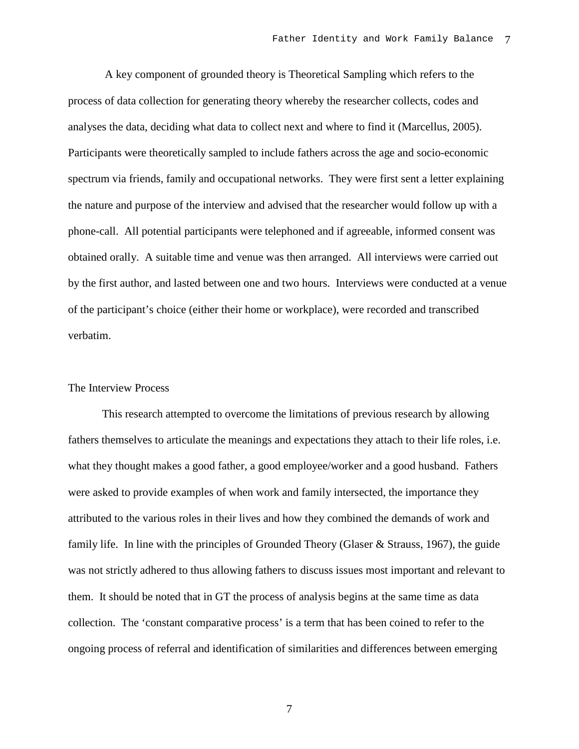A key component of grounded theory is Theoretical Sampling which refers to the process of data collection for generating theory whereby the researcher collects, codes and analyses the data, deciding what data to collect next and where to find it (Marcellus, 2005). Participants were theoretically sampled to include fathers across the age and socio-economic spectrum via friends, family and occupational networks. They were first sent a letter explaining the nature and purpose of the interview and advised that the researcher would follow up with a phone-call. All potential participants were telephoned and if agreeable, informed consent was obtained orally. A suitable time and venue was then arranged. All interviews were carried out by the first author, and lasted between one and two hours. Interviews were conducted at a venue of the participant's choice (either their home or workplace), were recorded and transcribed verbatim.

## The Interview Process

This research attempted to overcome the limitations of previous research by allowing fathers themselves to articulate the meanings and expectations they attach to their life roles, i.e. what they thought makes a good father, a good employee/worker and a good husband. Fathers were asked to provide examples of when work and family intersected, the importance they attributed to the various roles in their lives and how they combined the demands of work and family life. In line with the principles of Grounded Theory (Glaser & Strauss, 1967), the guide was not strictly adhered to thus allowing fathers to discuss issues most important and relevant to them. It should be noted that in GT the process of analysis begins at the same time as data collection. The 'constant comparative process' is a term that has been coined to refer to the ongoing process of referral and identification of similarities and differences between emerging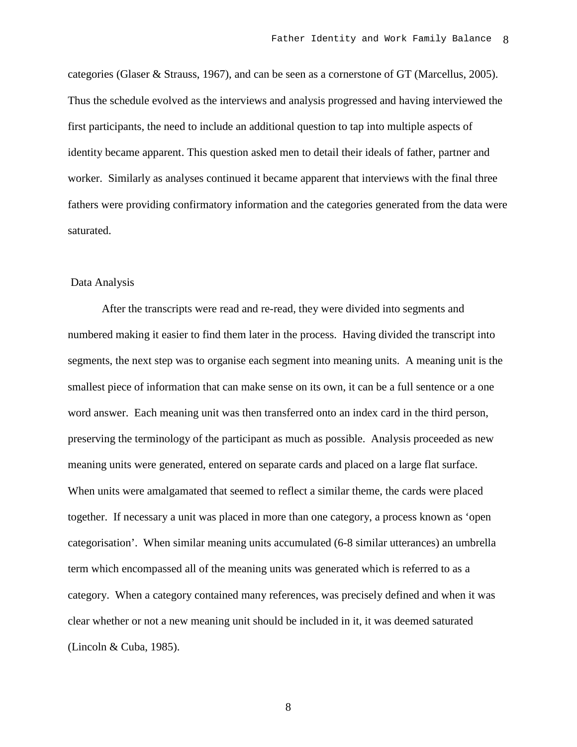categories (Glaser & Strauss, 1967), and can be seen as a cornerstone of GT (Marcellus, 2005). Thus the schedule evolved as the interviews and analysis progressed and having interviewed the first participants, the need to include an additional question to tap into multiple aspects of identity became apparent. This question asked men to detail their ideals of father, partner and worker. Similarly as analyses continued it became apparent that interviews with the final three fathers were providing confirmatory information and the categories generated from the data were saturated.

## Data Analysis

After the transcripts were read and re-read, they were divided into segments and numbered making it easier to find them later in the process. Having divided the transcript into segments, the next step was to organise each segment into meaning units. A meaning unit is the smallest piece of information that can make sense on its own, it can be a full sentence or a one word answer. Each meaning unit was then transferred onto an index card in the third person, preserving the terminology of the participant as much as possible. Analysis proceeded as new meaning units were generated, entered on separate cards and placed on a large flat surface. When units were amalgamated that seemed to reflect a similar theme, the cards were placed together. If necessary a unit was placed in more than one category, a process known as 'open categorisation'. When similar meaning units accumulated (6-8 similar utterances) an umbrella term which encompassed all of the meaning units was generated which is referred to as a category. When a category contained many references, was precisely defined and when it was clear whether or not a new meaning unit should be included in it, it was deemed saturated (Lincoln & Cuba, 1985).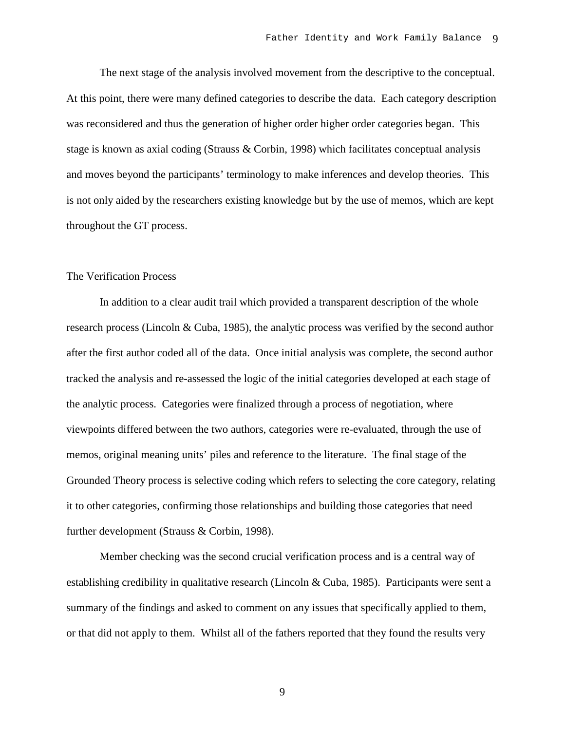The next stage of the analysis involved movement from the descriptive to the conceptual. At this point, there were many defined categories to describe the data. Each category description was reconsidered and thus the generation of higher order higher order categories began. This stage is known as axial coding (Strauss & Corbin, 1998) which facilitates conceptual analysis and moves beyond the participants' terminology to make inferences and develop theories. This is not only aided by the researchers existing knowledge but by the use of memos, which are kept throughout the GT process.

## The Verification Process

In addition to a clear audit trail which provided a transparent description of the whole research process (Lincoln & Cuba, 1985), the analytic process was verified by the second author after the first author coded all of the data. Once initial analysis was complete, the second author tracked the analysis and re-assessed the logic of the initial categories developed at each stage of the analytic process. Categories were finalized through a process of negotiation, where viewpoints differed between the two authors, categories were re-evaluated, through the use of memos, original meaning units' piles and reference to the literature. The final stage of the Grounded Theory process is selective coding which refers to selecting the core category, relating it to other categories, confirming those relationships and building those categories that need further development (Strauss & Corbin, 1998).

Member checking was the second crucial verification process and is a central way of establishing credibility in qualitative research (Lincoln & Cuba, 1985). Participants were sent a summary of the findings and asked to comment on any issues that specifically applied to them, or that did not apply to them. Whilst all of the fathers reported that they found the results very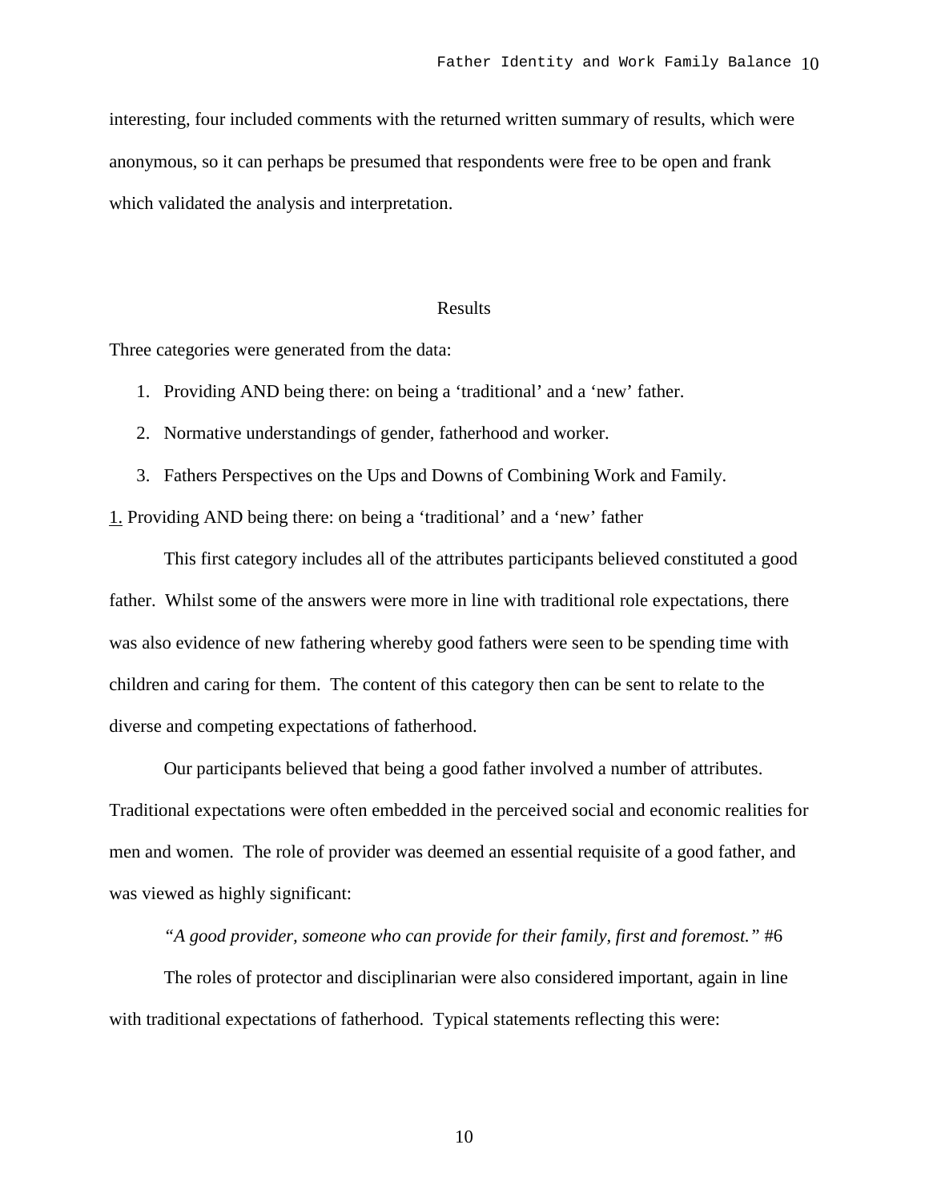interesting, four included comments with the returned written summary of results, which were anonymous, so it can perhaps be presumed that respondents were free to be open and frank which validated the analysis and interpretation.

## Results

Three categories were generated from the data:

1. Providing AND being there: on being a 'traditional' and a 'new' father.
2. Normative understandings of gender, fatherhood and worker.
3. Fathers Perspectives on the Ups and Downs of Combining Work and Family.

1. Providing AND being there: on being a 'traditional' and a 'new' father

This first category includes all of the attributes participants believed constituted a good father. Whilst some of the answers were more in line with traditional role expectations, there was also evidence of new fathering whereby good fathers were seen to be spending time with children and caring for them. The content of this category then can be sent to relate to the diverse and competing expectations of fatherhood.

Our participants believed that being a good father involved a number of attributes. Traditional expectations were often embedded in the perceived social and economic realities for men and women. The role of provider was deemed an essential requisite of a good father, and was viewed as highly significant:

*"A good provider, someone who can provide for their family, first and foremost."* #6

The roles of protector and disciplinarian were also considered important, again in line with traditional expectations of fatherhood. Typical statements reflecting this were: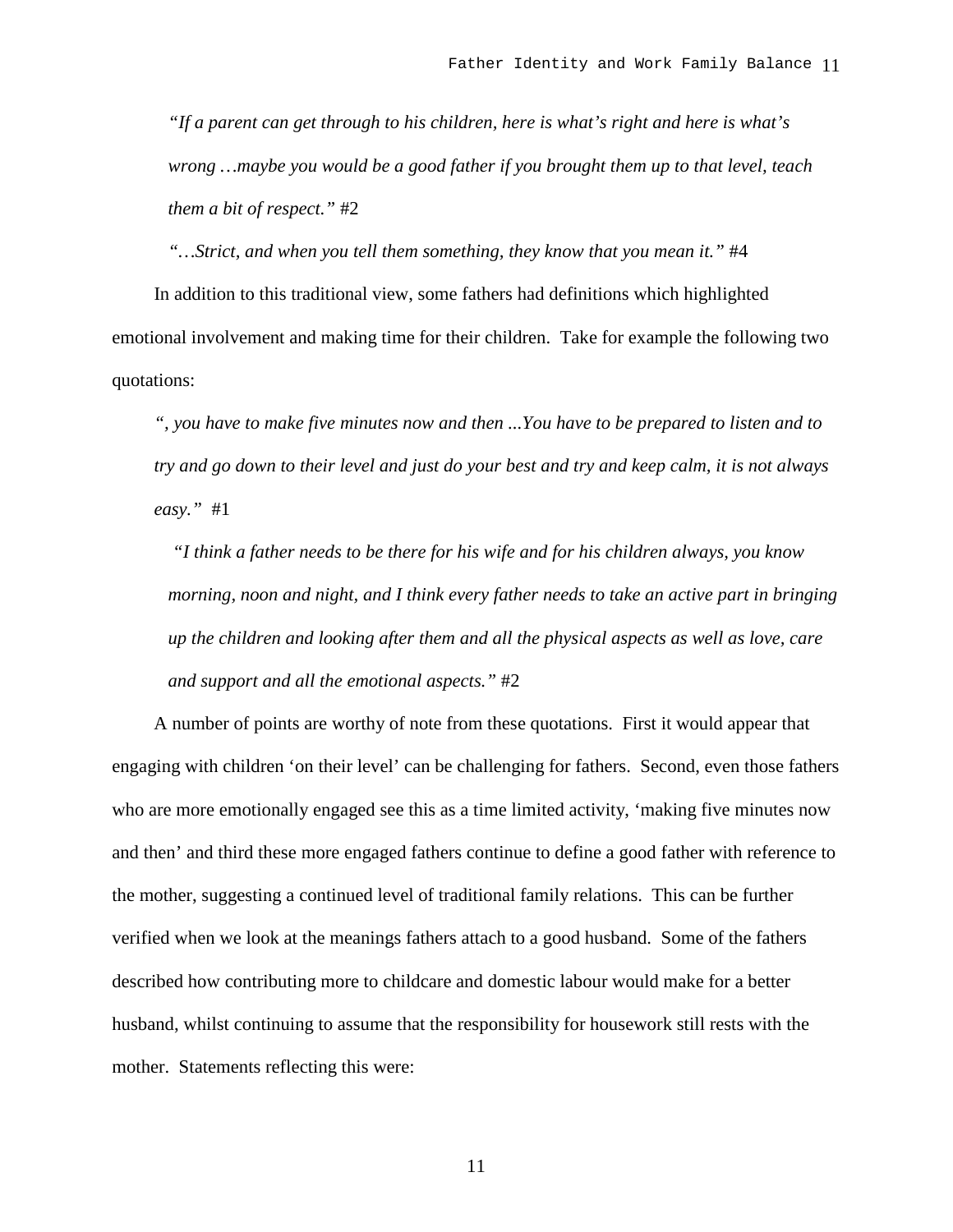*"If a parent can get through to his children, here is what's right and here is what's wrong …maybe you would be a good father if you brought them up to that level, teach them a bit of respect."* #2

*"…Strict, and when you tell them something, they know that you mean it."* #4

In addition to this traditional view, some fathers had definitions which highlighted emotional involvement and making time for their children. Take for example the following two quotations:

*", you have to make five minutes now and then ...You have to be prepared to listen and to try and go down to their level and just do your best and try and keep calm, it is not always easy."* #1

*"I think a father needs to be there for his wife and for his children always, you know morning, noon and night, and I think every father needs to take an active part in bringing up the children and looking after them and all the physical aspects as well as love, care and support and all the emotional aspects."* #2

A number of points are worthy of note from these quotations. First it would appear that engaging with children 'on their level' can be challenging for fathers. Second, even those fathers who are more emotionally engaged see this as a time limited activity, 'making five minutes now and then' and third these more engaged fathers continue to define a good father with reference to the mother, suggesting a continued level of traditional family relations. This can be further verified when we look at the meanings fathers attach to a good husband. Some of the fathers described how contributing more to childcare and domestic labour would make for a better husband, whilst continuing to assume that the responsibility for housework still rests with the mother. Statements reflecting this were: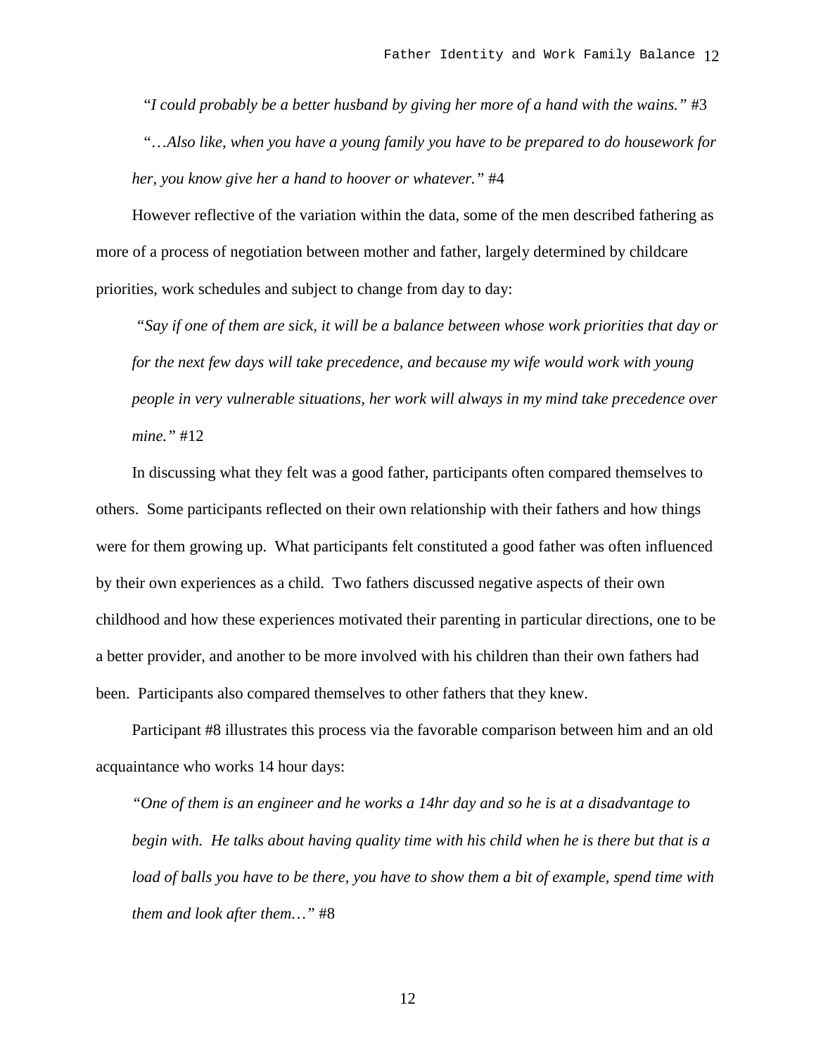*"I could probably be a better husband by giving her more of a hand with the wains."* #3

*"…Also like, when you have a young family you have to be prepared to do housework for her, you know give her a hand to hoover or whatever."* #4

However reflective of the variation within the data, some of the men described fathering as more of a process of negotiation between mother and father, largely determined by childcare priorities, work schedules and subject to change from day to day:

*"Say if one of them are sick, it will be a balance between whose work priorities that day or for the next few days will take precedence, and because my wife would work with young people in very vulnerable situations, her work will always in my mind take precedence over mine."* #12

In discussing what they felt was a good father, participants often compared themselves to others. Some participants reflected on their own relationship with their fathers and how things were for them growing up. What participants felt constituted a good father was often influenced by their own experiences as a child. Two fathers discussed negative aspects of their own childhood and how these experiences motivated their parenting in particular directions, one to be a better provider, and another to be more involved with his children than their own fathers had been. Participants also compared themselves to other fathers that they knew.

Participant #8 illustrates this process via the favorable comparison between him and an old acquaintance who works 14 hour days:

*"One of them is an engineer and he works a 14hr day and so he is at a disadvantage to begin with. He talks about having quality time with his child when he is there but that is a load of balls you have to be there, you have to show them a bit of example, spend time with them and look after them…"* #8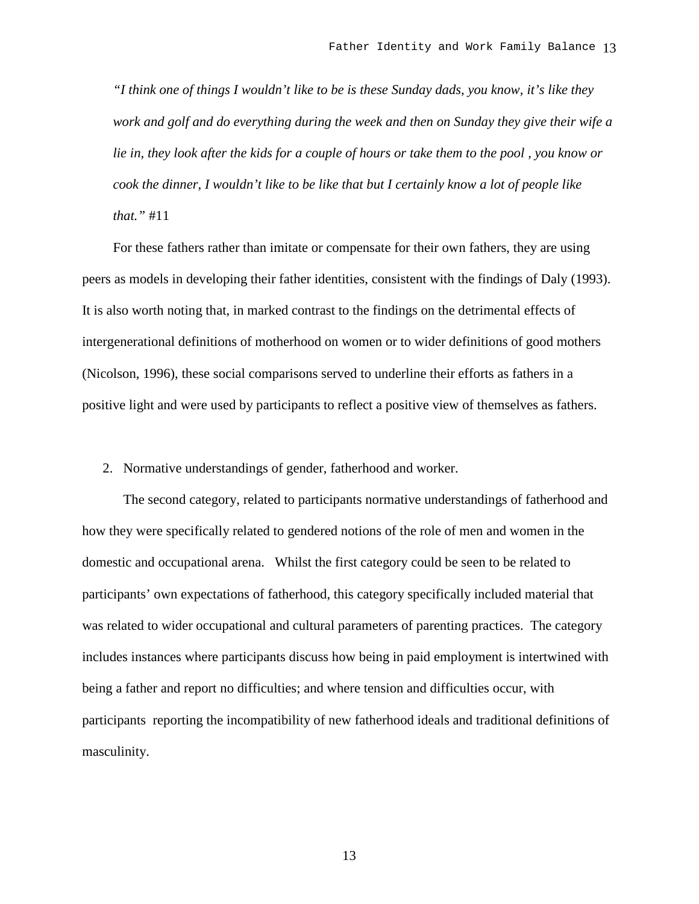*"I think one of things I wouldn't like to be is these Sunday dads, you know, it's like they work and golf and do everything during the week and then on Sunday they give their wife a lie in, they look after the kids for a couple of hours or take them to the pool , you know or cook the dinner, I wouldn't like to be like that but I certainly know a lot of people like that."* #11

For these fathers rather than imitate or compensate for their own fathers, they are using peers as models in developing their father identities, consistent with the findings of Daly (1993). It is also worth noting that, in marked contrast to the findings on the detrimental effects of intergenerational definitions of motherhood on women or to wider definitions of good mothers (Nicolson, 1996), these social comparisons served to underline their efforts as fathers in a positive light and were used by participants to reflect a positive view of themselves as fathers.

2. Normative understandings of gender, fatherhood and worker.

The second category, related to participants normative understandings of fatherhood and how they were specifically related to gendered notions of the role of men and women in the domestic and occupational arena. Whilst the first category could be seen to be related to participants' own expectations of fatherhood, this category specifically included material that was related to wider occupational and cultural parameters of parenting practices. The category includes instances where participants discuss how being in paid employment is intertwined with being a father and report no difficulties; and where tension and difficulties occur, with participants reporting the incompatibility of new fatherhood ideals and traditional definitions of masculinity.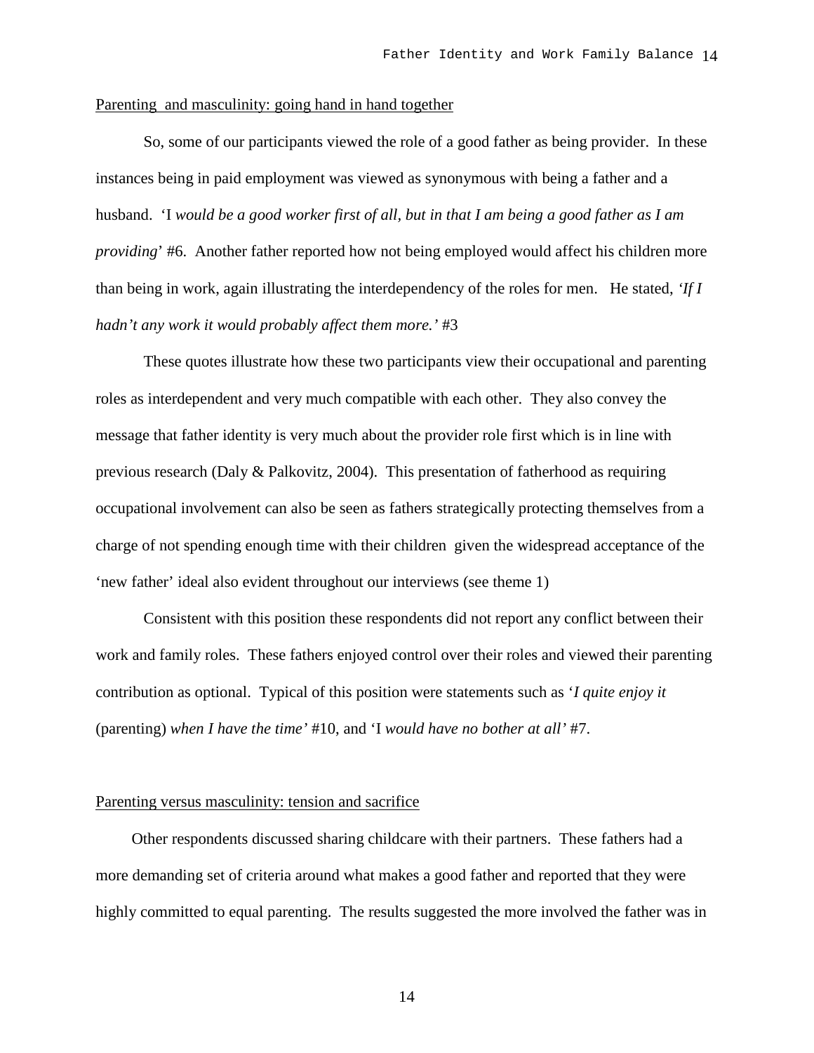Parenting and masculinity: going hand in hand together

So, some of our participants viewed the role of a good father as being provider. In these instances being in paid employment was viewed as synonymous with being a father and a husband. 'I *would be a good worker first of all, but in that I am being a good father as I am providing*' #6. Another father reported how not being employed would affect his children more than being in work, again illustrating the interdependency of the roles for men. He stated, *'If I hadn't any work it would probably affect them more.'* #3

These quotes illustrate how these two participants view their occupational and parenting roles as interdependent and very much compatible with each other. They also convey the message that father identity is very much about the provider role first which is in line with previous research (Daly & Palkovitz, 2004). This presentation of fatherhood as requiring occupational involvement can also be seen as fathers strategically protecting themselves from a charge of not spending enough time with their children given the widespread acceptance of the 'new father' ideal also evident throughout our interviews (see theme 1)

Consistent with this position these respondents did not report any conflict between their work and family roles. These fathers enjoyed control over their roles and viewed their parenting contribution as optional. Typical of this position were statements such as '*I quite enjoy it* (parenting) *when I have the time'* #10, and 'I *would have no bother at all'* #7.

Parenting versus masculinity: tension and sacrifice

Other respondents discussed sharing childcare with their partners. These fathers had a more demanding set of criteria around what makes a good father and reported that they were highly committed to equal parenting. The results suggested the more involved the father was in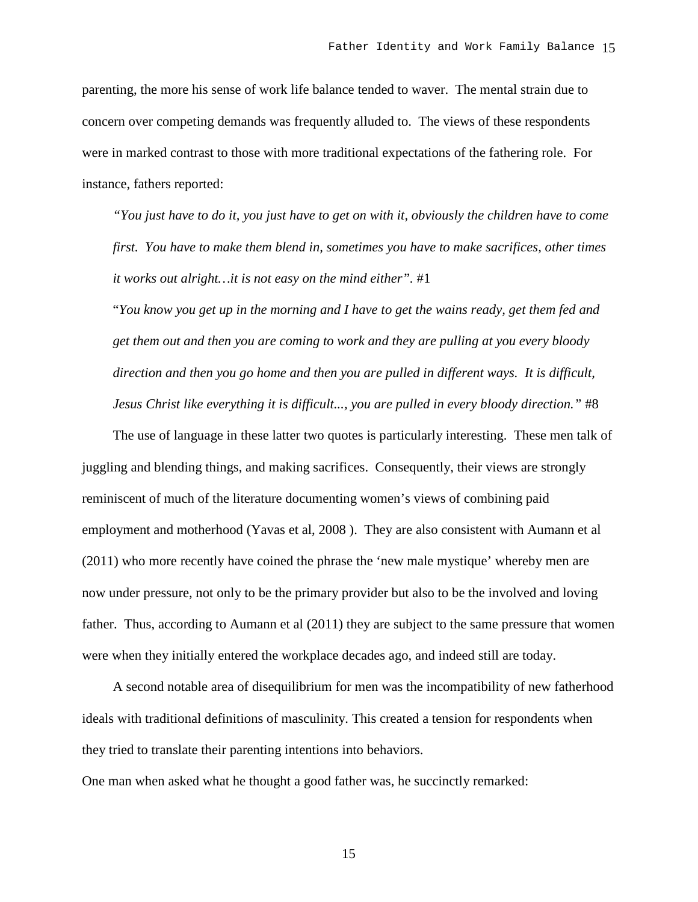parenting, the more his sense of work life balance tended to waver. The mental strain due to concern over competing demands was frequently alluded to. The views of these respondents were in marked contrast to those with more traditional expectations of the fathering role. For instance, fathers reported:

> *"You just have to do it, you just have to get on with it, obviously the children have to come first. You have to make them blend in, sometimes you have to make sacrifices, other times it works out alright…it is not easy on the mind either".* #1
>
> "*You know you get up in the morning and I have to get the wains ready, get them fed and get them out and then you are coming to work and they are pulling at you every bloody direction and then you go home and then you are pulled in different ways. It is difficult, Jesus Christ like everything it is difficult..., you are pulled in every bloody direction."* #8

The use of language in these latter two quotes is particularly interesting. These men talk of juggling and blending things, and making sacrifices. Consequently, their views are strongly reminiscent of much of the literature documenting women's views of combining paid employment and motherhood (Yavas et al, 2008 ). They are also consistent with Aumann et al (2011) who more recently have coined the phrase the 'new male mystique' whereby men are now under pressure, not only to be the primary provider but also to be the involved and loving father. Thus, according to Aumann et al (2011) they are subject to the same pressure that women were when they initially entered the workplace decades ago, and indeed still are today.

A second notable area of disequilibrium for men was the incompatibility of new fatherhood ideals with traditional definitions of masculinity. This created a tension for respondents when they tried to translate their parenting intentions into behaviors.

One man when asked what he thought a good father was, he succinctly remarked: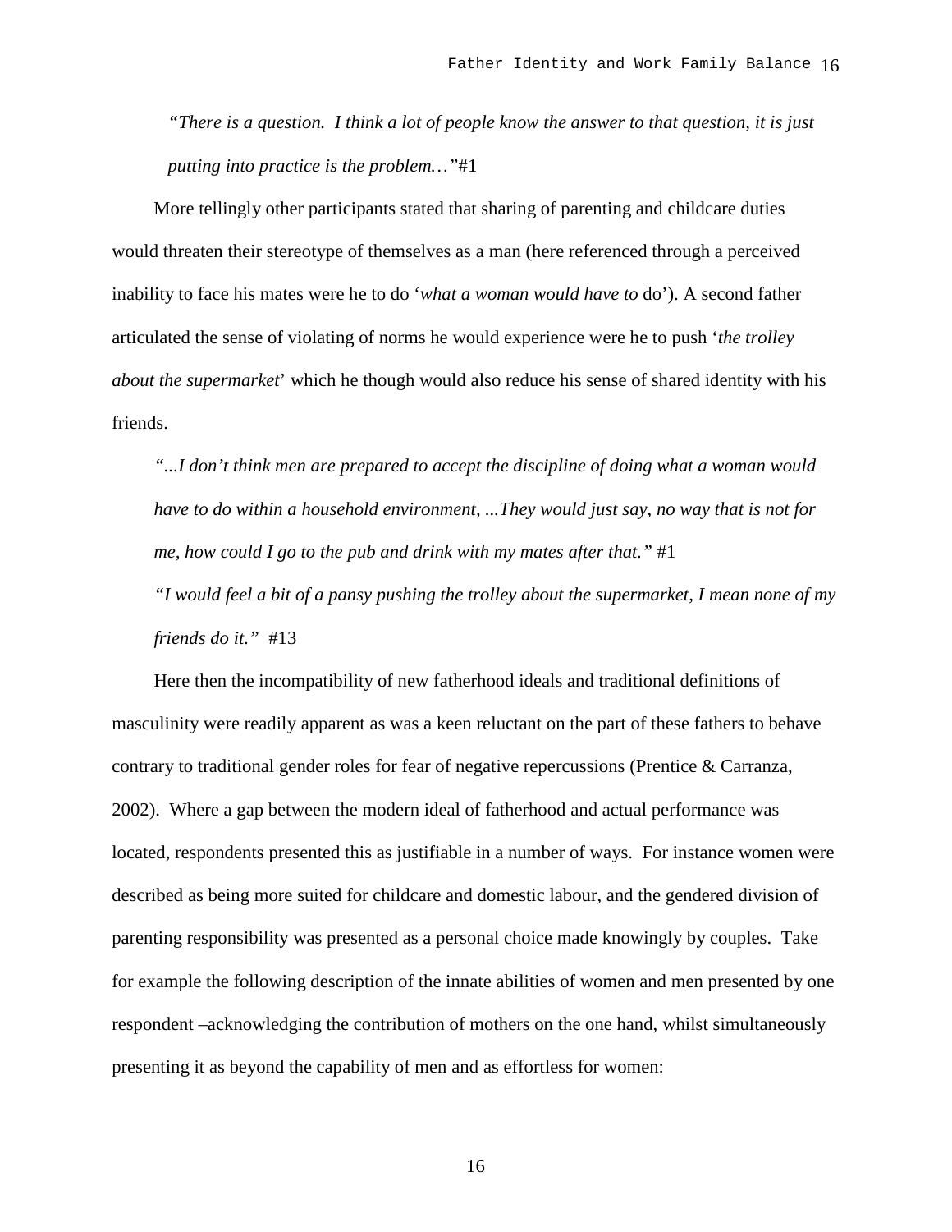*"There is a question. I think a lot of people know the answer to that question, it is just putting into practice is the problem…"*#1

More tellingly other participants stated that sharing of parenting and childcare duties would threaten their stereotype of themselves as a man (here referenced through a perceived inability to face his mates were he to do '*what a woman would have to* do'). A second father articulated the sense of violating of norms he would experience were he to push '*the trolley about the supermarket*' which he though would also reduce his sense of shared identity with his friends.

*"...I don't think men are prepared to accept the discipline of doing what a woman would have to do within a household environment, ...They would just say, no way that is not for me, how could I go to the pub and drink with my mates after that."* #1

*"I would feel a bit of a pansy pushing the trolley about the supermarket, I mean none of my friends do it."* #13

Here then the incompatibility of new fatherhood ideals and traditional definitions of masculinity were readily apparent as was a keen reluctant on the part of these fathers to behave contrary to traditional gender roles for fear of negative repercussions (Prentice & Carranza, 2002). Where a gap between the modern ideal of fatherhood and actual performance was located, respondents presented this as justifiable in a number of ways. For instance women were described as being more suited for childcare and domestic labour, and the gendered division of parenting responsibility was presented as a personal choice made knowingly by couples. Take for example the following description of the innate abilities of women and men presented by one respondent –acknowledging the contribution of mothers on the one hand, whilst simultaneously presenting it as beyond the capability of men and as effortless for women: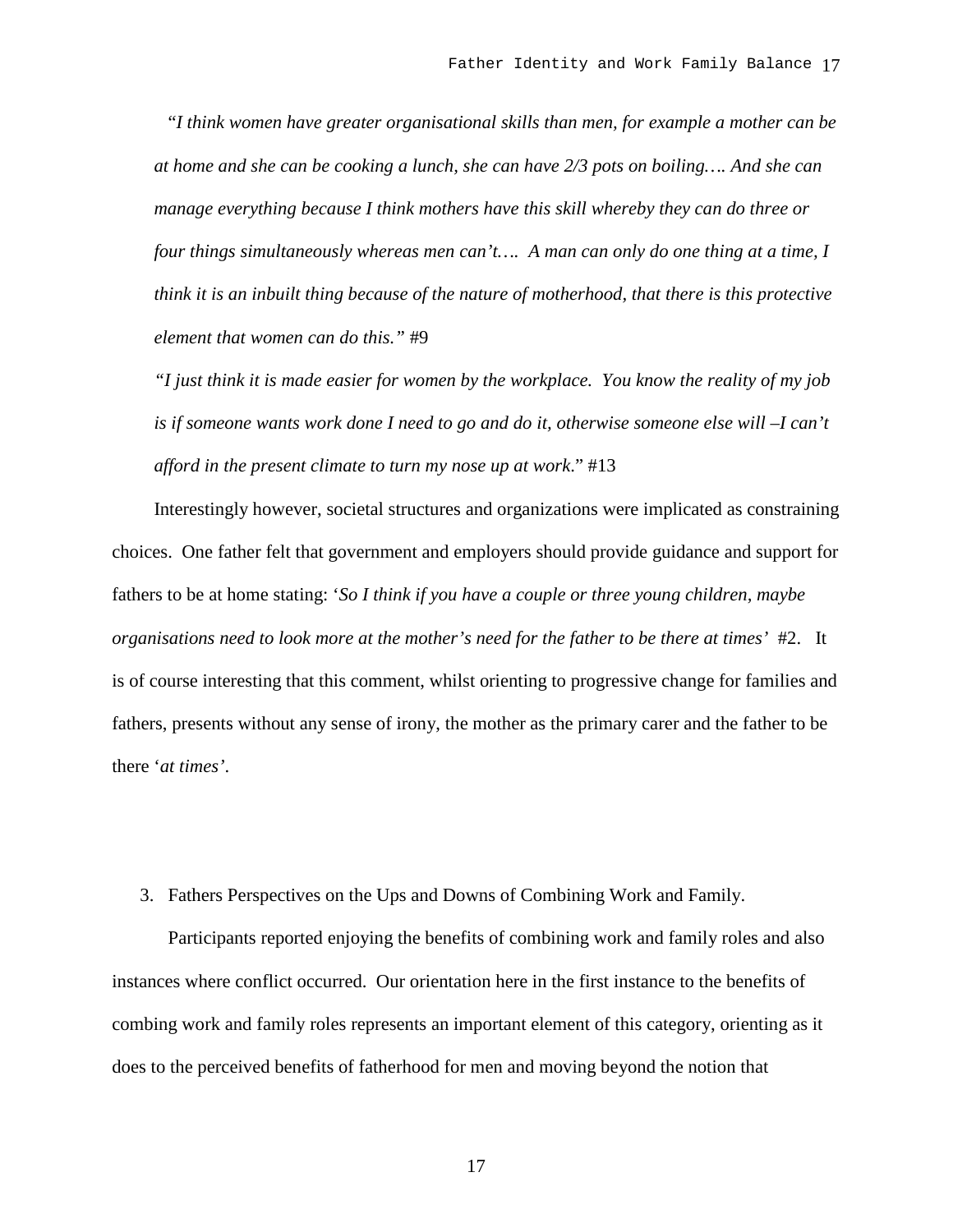*"I think women have greater organisational skills than men, for example a mother can be at home and she can be cooking a lunch, she can have 2/3 pots on boiling…. And she can manage everything because I think mothers have this skill whereby they can do three or four things simultaneously whereas men can't…. A man can only do one thing at a time, I think it is an inbuilt thing because of the nature of motherhood, that there is this protective element that women can do this."* #9

*"I just think it is made easier for women by the workplace. You know the reality of my job is if someone wants work done I need to go and do it, otherwise someone else will –I can't afford in the present climate to turn my nose up at work*." #13

Interestingly however, societal structures and organizations were implicated as constraining choices. One father felt that government and employers should provide guidance and support for fathers to be at home stating: '*So I think if you have a couple or three young children, maybe organisations need to look more at the mother's need for the father to be there at times'* #2. It is of course interesting that this comment, whilst orienting to progressive change for families and fathers, presents without any sense of irony, the mother as the primary carer and the father to be there '*at times'*.

3. Fathers Perspectives on the Ups and Downs of Combining Work and Family.

Participants reported enjoying the benefits of combining work and family roles and also instances where conflict occurred. Our orientation here in the first instance to the benefits of combing work and family roles represents an important element of this category, orienting as it does to the perceived benefits of fatherhood for men and moving beyond the notion that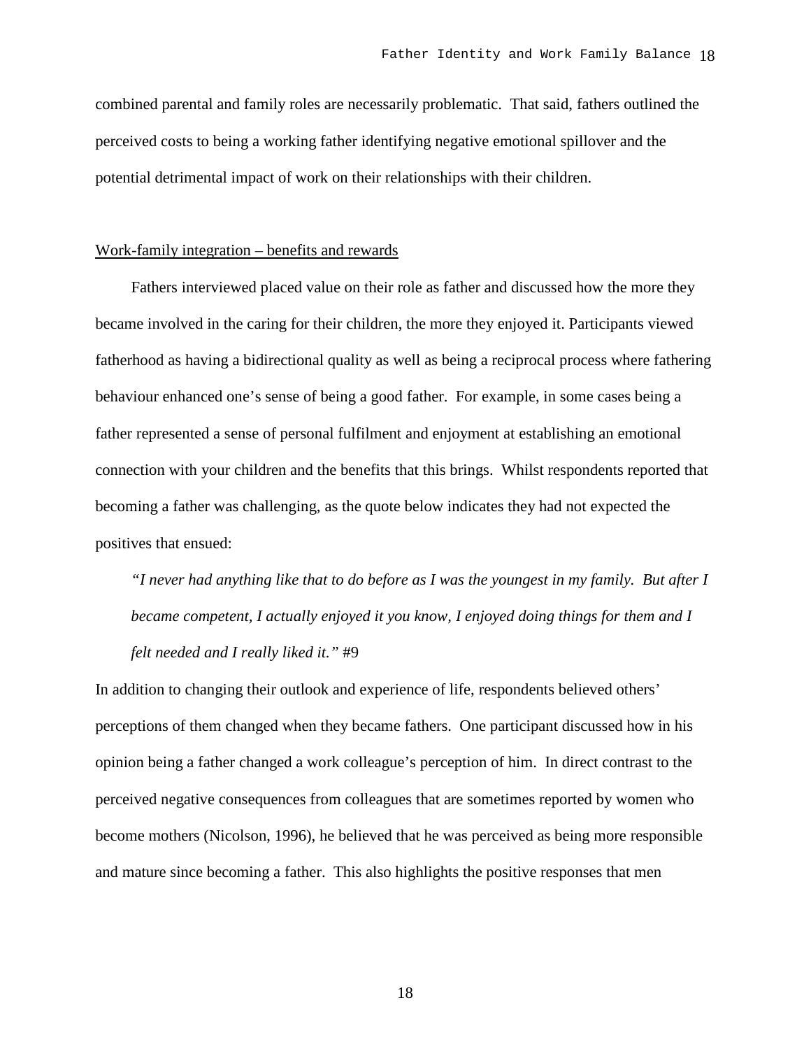combined parental and family roles are necessarily problematic. That said, fathers outlined the perceived costs to being a working father identifying negative emotional spillover and the potential detrimental impact of work on their relationships with their children.

<u>Work-family integration – benefits and rewards</u>

Fathers interviewed placed value on their role as father and discussed how the more they became involved in the caring for their children, the more they enjoyed it. Participants viewed fatherhood as having a bidirectional quality as well as being a reciprocal process where fathering behaviour enhanced one's sense of being a good father. For example, in some cases being a father represented a sense of personal fulfilment and enjoyment at establishing an emotional connection with your children and the benefits that this brings. Whilst respondents reported that becoming a father was challenging, as the quote below indicates they had not expected the positives that ensued:

> *"I never had anything like that to do before as I was the youngest in my family. But after I became competent, I actually enjoyed it you know, I enjoyed doing things for them and I felt needed and I really liked it."* #9

In addition to changing their outlook and experience of life, respondents believed others' perceptions of them changed when they became fathers. One participant discussed how in his opinion being a father changed a work colleague's perception of him. In direct contrast to the perceived negative consequences from colleagues that are sometimes reported by women who become mothers (Nicolson, 1996), he believed that he was perceived as being more responsible and mature since becoming a father. This also highlights the positive responses that men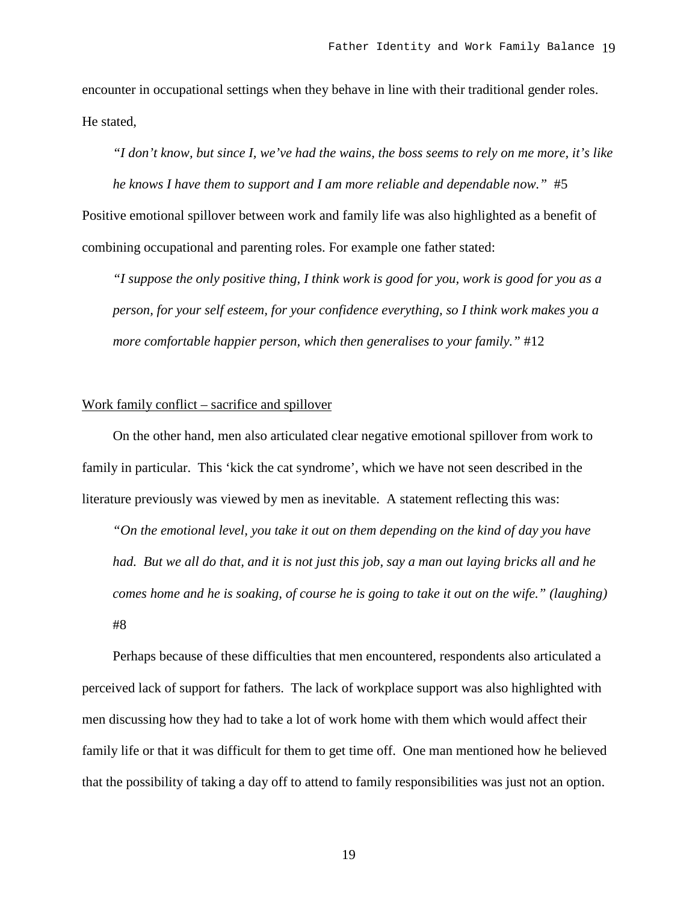encounter in occupational settings when they behave in line with their traditional gender roles. He stated,

> *"I don't know, but since I, we've had the wains, the boss seems to rely on me more, it's like he knows I have them to support and I am more reliable and dependable now."* #5

Positive emotional spillover between work and family life was also highlighted as a benefit of combining occupational and parenting roles. For example one father stated:

> *"I suppose the only positive thing, I think work is good for you, work is good for you as a person, for your self esteem, for your confidence everything, so I think work makes you a more comfortable happier person, which then generalises to your family."* #12

<u>Work family conflict – sacrifice and spillover</u>

On the other hand, men also articulated clear negative emotional spillover from work to family in particular. This 'kick the cat syndrome', which we have not seen described in the literature previously was viewed by men as inevitable. A statement reflecting this was:

> *"On the emotional level, you take it out on them depending on the kind of day you have had. But we all do that, and it is not just this job, say a man out laying bricks all and he comes home and he is soaking, of course he is going to take it out on the wife." (laughing)* #8

Perhaps because of these difficulties that men encountered, respondents also articulated a perceived lack of support for fathers. The lack of workplace support was also highlighted with men discussing how they had to take a lot of work home with them which would affect their family life or that it was difficult for them to get time off. One man mentioned how he believed that the possibility of taking a day off to attend to family responsibilities was just not an option.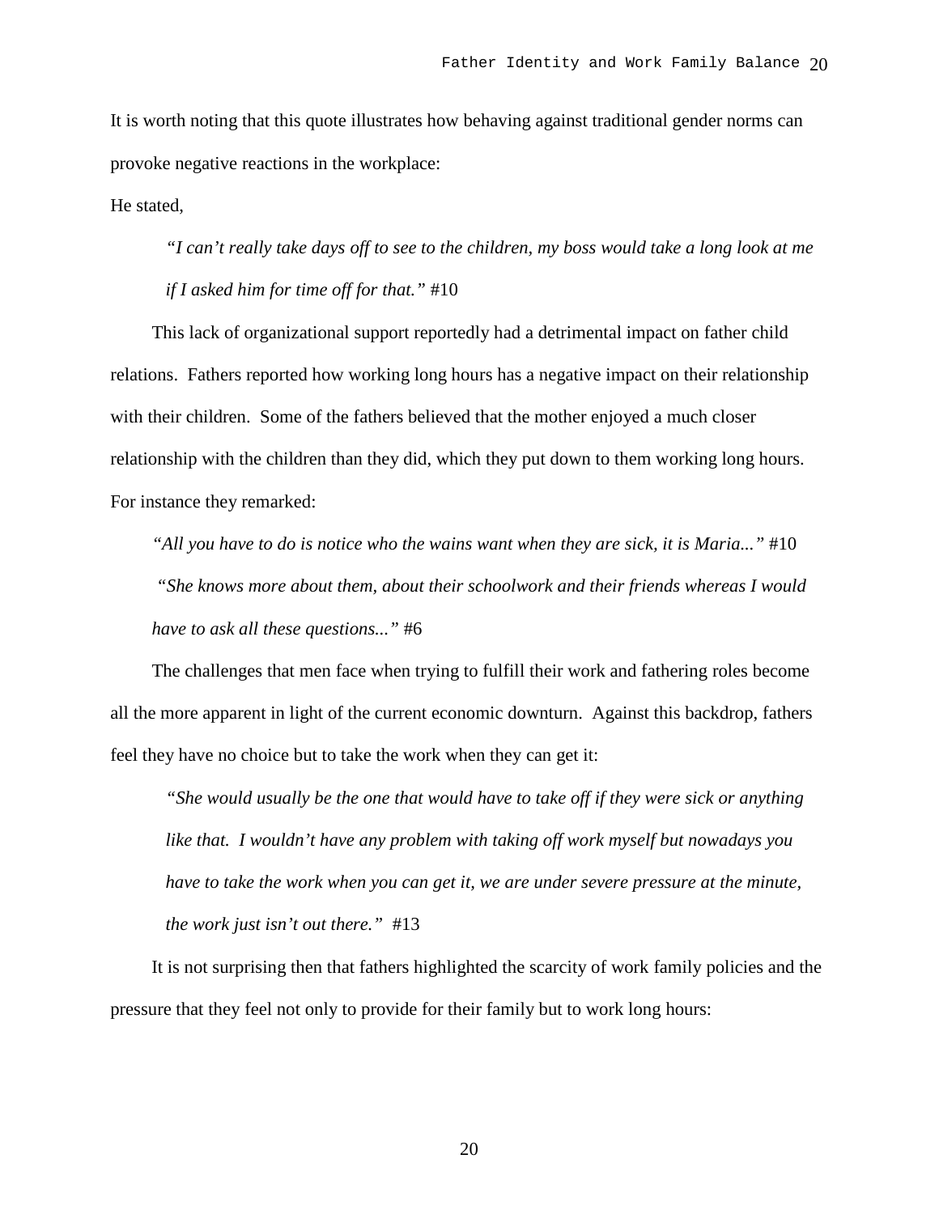It is worth noting that this quote illustrates how behaving against traditional gender norms can provoke negative reactions in the workplace:

He stated,

> *"I can't really take days off to see to the children, my boss would take a long look at me if I asked him for time off for that."* #10

This lack of organizational support reportedly had a detrimental impact on father child relations. Fathers reported how working long hours has a negative impact on their relationship with their children. Some of the fathers believed that the mother enjoyed a much closer relationship with the children than they did, which they put down to them working long hours. For instance they remarked:

> *"All you have to do is notice who the wains want when they are sick, it is Maria..."* #10
>
> *"She knows more about them, about their schoolwork and their friends whereas I would have to ask all these questions..."* #6

The challenges that men face when trying to fulfill their work and fathering roles become all the more apparent in light of the current economic downturn. Against this backdrop, fathers feel they have no choice but to take the work when they can get it:

> *"She would usually be the one that would have to take off if they were sick or anything like that. I wouldn't have any problem with taking off work myself but nowadays you have to take the work when you can get it, we are under severe pressure at the minute, the work just isn't out there."* #13

It is not surprising then that fathers highlighted the scarcity of work family policies and the pressure that they feel not only to provide for their family but to work long hours: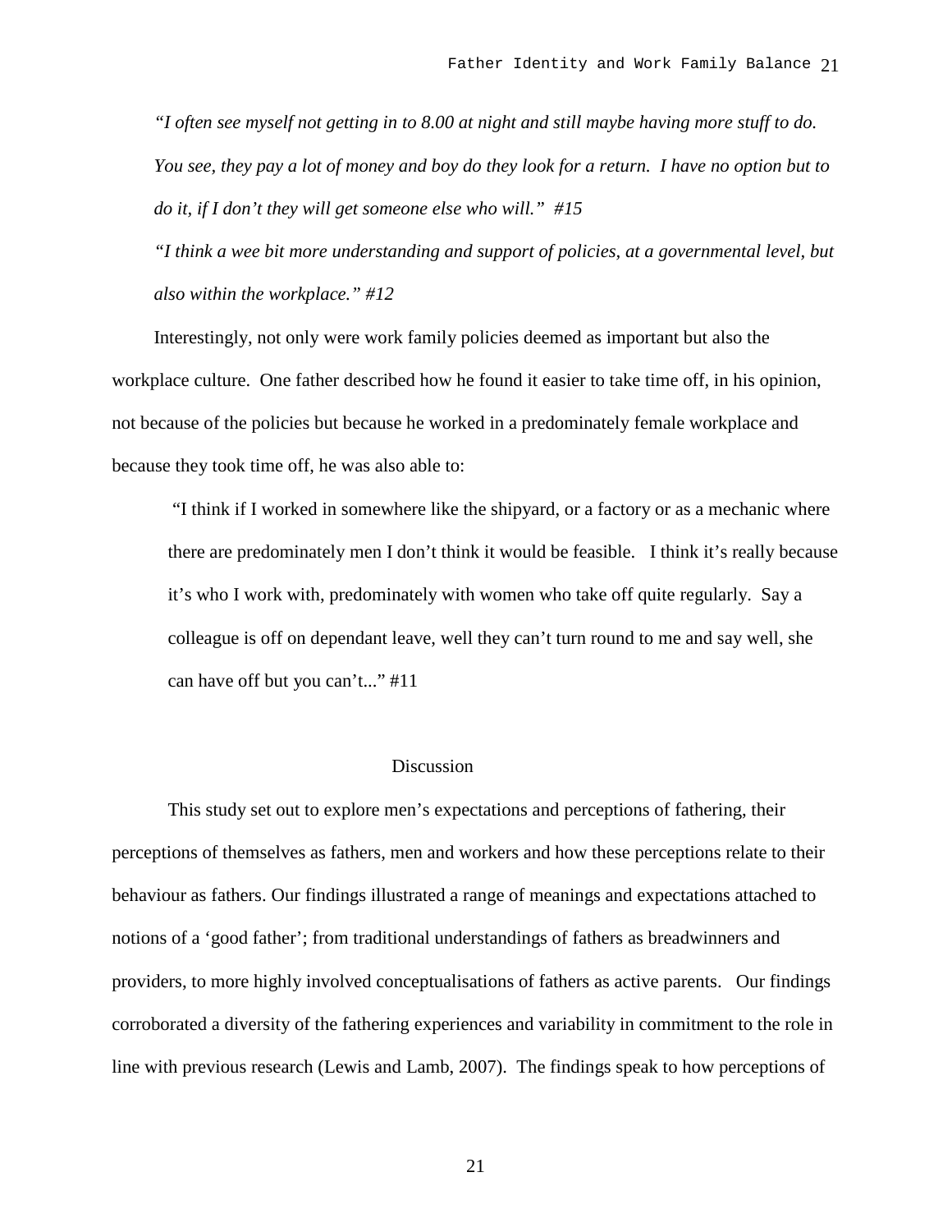*"I often see myself not getting in to 8.00 at night and still maybe having more stuff to do. You see, they pay a lot of money and boy do they look for a return. I have no option but to do it, if I don't they will get someone else who will." #15*

*"I think a wee bit more understanding and support of policies, at a governmental level, but also within the workplace." #12*

Interestingly, not only were work family policies deemed as important but also the workplace culture. One father described how he found it easier to take time off, in his opinion, not because of the policies but because he worked in a predominately female workplace and because they took time off, he was also able to:

> "I think if I worked in somewhere like the shipyard, or a factory or as a mechanic where there are predominately men I don't think it would be feasible. I think it's really because it's who I work with, predominately with women who take off quite regularly. Say a colleague is off on dependant leave, well they can't turn round to me and say well, she can have off but you can't..." #11

## Discussion

This study set out to explore men's expectations and perceptions of fathering, their perceptions of themselves as fathers, men and workers and how these perceptions relate to their behaviour as fathers. Our findings illustrated a range of meanings and expectations attached to notions of a 'good father'; from traditional understandings of fathers as breadwinners and providers, to more highly involved conceptualisations of fathers as active parents. Our findings corroborated a diversity of the fathering experiences and variability in commitment to the role in line with previous research (Lewis and Lamb, 2007). The findings speak to how perceptions of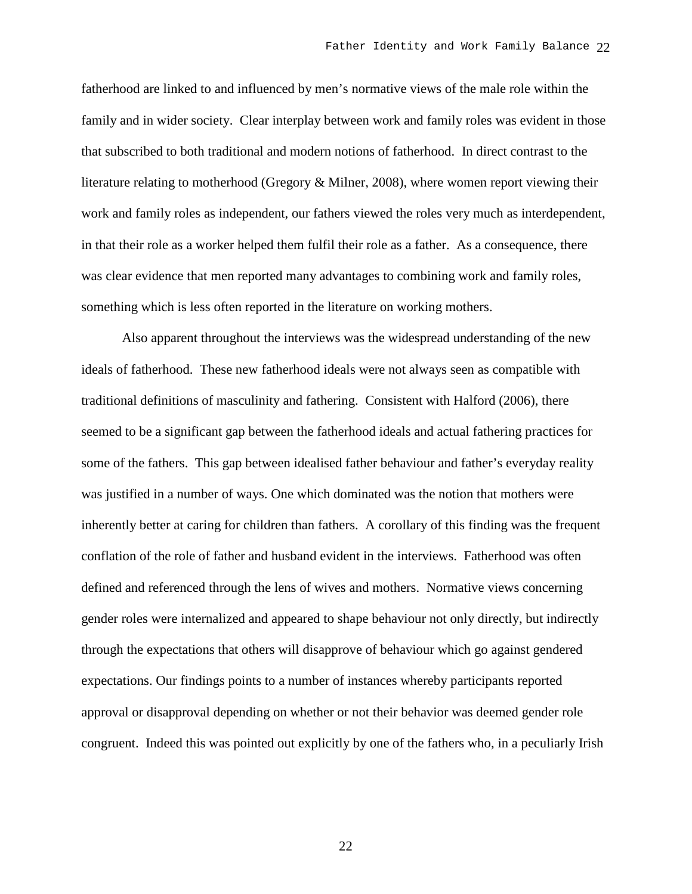fatherhood are linked to and influenced by men's normative views of the male role within the family and in wider society. Clear interplay between work and family roles was evident in those that subscribed to both traditional and modern notions of fatherhood. In direct contrast to the literature relating to motherhood (Gregory & Milner, 2008), where women report viewing their work and family roles as independent, our fathers viewed the roles very much as interdependent, in that their role as a worker helped them fulfil their role as a father. As a consequence, there was clear evidence that men reported many advantages to combining work and family roles, something which is less often reported in the literature on working mothers.

Also apparent throughout the interviews was the widespread understanding of the new ideals of fatherhood. These new fatherhood ideals were not always seen as compatible with traditional definitions of masculinity and fathering. Consistent with Halford (2006), there seemed to be a significant gap between the fatherhood ideals and actual fathering practices for some of the fathers. This gap between idealised father behaviour and father's everyday reality was justified in a number of ways. One which dominated was the notion that mothers were inherently better at caring for children than fathers. A corollary of this finding was the frequent conflation of the role of father and husband evident in the interviews. Fatherhood was often defined and referenced through the lens of wives and mothers. Normative views concerning gender roles were internalized and appeared to shape behaviour not only directly, but indirectly through the expectations that others will disapprove of behaviour which go against gendered expectations. Our findings points to a number of instances whereby participants reported approval or disapproval depending on whether or not their behavior was deemed gender role congruent. Indeed this was pointed out explicitly by one of the fathers who, in a peculiarly Irish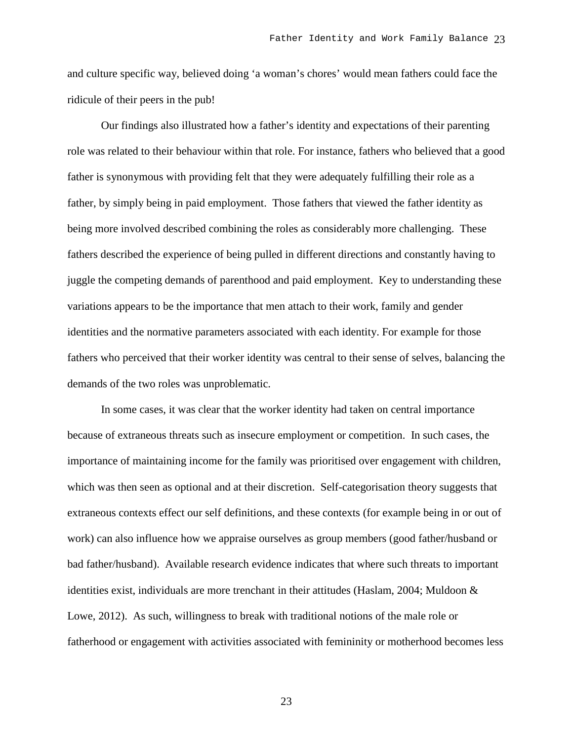and culture specific way, believed doing 'a woman's chores' would mean fathers could face the ridicule of their peers in the pub!

Our findings also illustrated how a father's identity and expectations of their parenting role was related to their behaviour within that role. For instance, fathers who believed that a good father is synonymous with providing felt that they were adequately fulfilling their role as a father, by simply being in paid employment. Those fathers that viewed the father identity as being more involved described combining the roles as considerably more challenging. These fathers described the experience of being pulled in different directions and constantly having to juggle the competing demands of parenthood and paid employment. Key to understanding these variations appears to be the importance that men attach to their work, family and gender identities and the normative parameters associated with each identity. For example for those fathers who perceived that their worker identity was central to their sense of selves, balancing the demands of the two roles was unproblematic.

In some cases, it was clear that the worker identity had taken on central importance because of extraneous threats such as insecure employment or competition. In such cases, the importance of maintaining income for the family was prioritised over engagement with children, which was then seen as optional and at their discretion. Self-categorisation theory suggests that extraneous contexts effect our self definitions, and these contexts (for example being in or out of work) can also influence how we appraise ourselves as group members (good father/husband or bad father/husband). Available research evidence indicates that where such threats to important identities exist, individuals are more trenchant in their attitudes (Haslam, 2004; Muldoon & Lowe, 2012). As such, willingness to break with traditional notions of the male role or fatherhood or engagement with activities associated with femininity or motherhood becomes less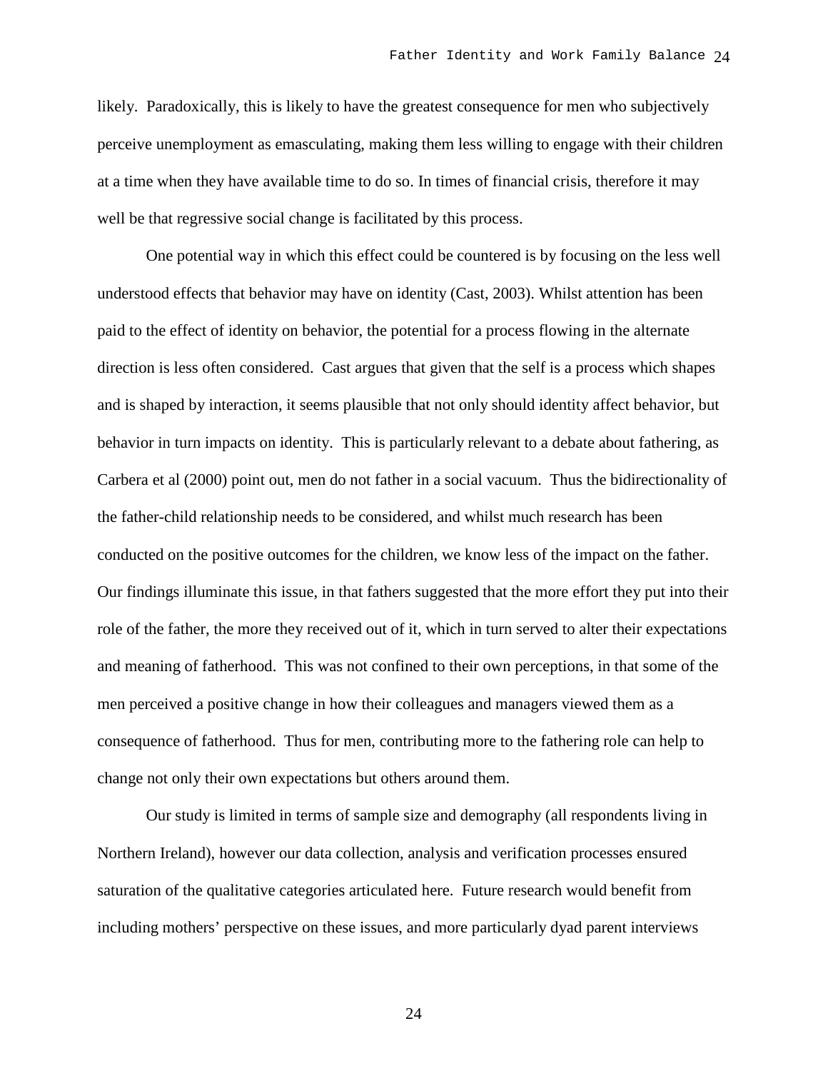likely. Paradoxically, this is likely to have the greatest consequence for men who subjectively perceive unemployment as emasculating, making them less willing to engage with their children at a time when they have available time to do so. In times of financial crisis, therefore it may well be that regressive social change is facilitated by this process.

One potential way in which this effect could be countered is by focusing on the less well understood effects that behavior may have on identity (Cast, 2003). Whilst attention has been paid to the effect of identity on behavior, the potential for a process flowing in the alternate direction is less often considered. Cast argues that given that the self is a process which shapes and is shaped by interaction, it seems plausible that not only should identity affect behavior, but behavior in turn impacts on identity. This is particularly relevant to a debate about fathering, as Carbera et al (2000) point out, men do not father in a social vacuum. Thus the bidirectionality of the father-child relationship needs to be considered, and whilst much research has been conducted on the positive outcomes for the children, we know less of the impact on the father. Our findings illuminate this issue, in that fathers suggested that the more effort they put into their role of the father, the more they received out of it, which in turn served to alter their expectations and meaning of fatherhood. This was not confined to their own perceptions, in that some of the men perceived a positive change in how their colleagues and managers viewed them as a consequence of fatherhood. Thus for men, contributing more to the fathering role can help to change not only their own expectations but others around them.

Our study is limited in terms of sample size and demography (all respondents living in Northern Ireland), however our data collection, analysis and verification processes ensured saturation of the qualitative categories articulated here. Future research would benefit from including mothers' perspective on these issues, and more particularly dyad parent interviews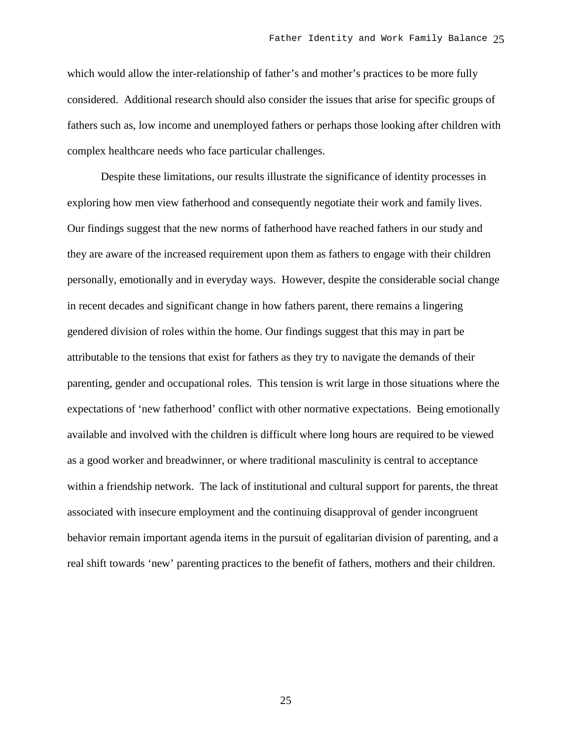which would allow the inter-relationship of father's and mother's practices to be more fully considered. Additional research should also consider the issues that arise for specific groups of fathers such as, low income and unemployed fathers or perhaps those looking after children with complex healthcare needs who face particular challenges.

Despite these limitations, our results illustrate the significance of identity processes in exploring how men view fatherhood and consequently negotiate their work and family lives. Our findings suggest that the new norms of fatherhood have reached fathers in our study and they are aware of the increased requirement upon them as fathers to engage with their children personally, emotionally and in everyday ways. However, despite the considerable social change in recent decades and significant change in how fathers parent, there remains a lingering gendered division of roles within the home. Our findings suggest that this may in part be attributable to the tensions that exist for fathers as they try to navigate the demands of their parenting, gender and occupational roles. This tension is writ large in those situations where the expectations of 'new fatherhood' conflict with other normative expectations. Being emotionally available and involved with the children is difficult where long hours are required to be viewed as a good worker and breadwinner, or where traditional masculinity is central to acceptance within a friendship network. The lack of institutional and cultural support for parents, the threat associated with insecure employment and the continuing disapproval of gender incongruent behavior remain important agenda items in the pursuit of egalitarian division of parenting, and a real shift towards 'new' parenting practices to the benefit of fathers, mothers and their children.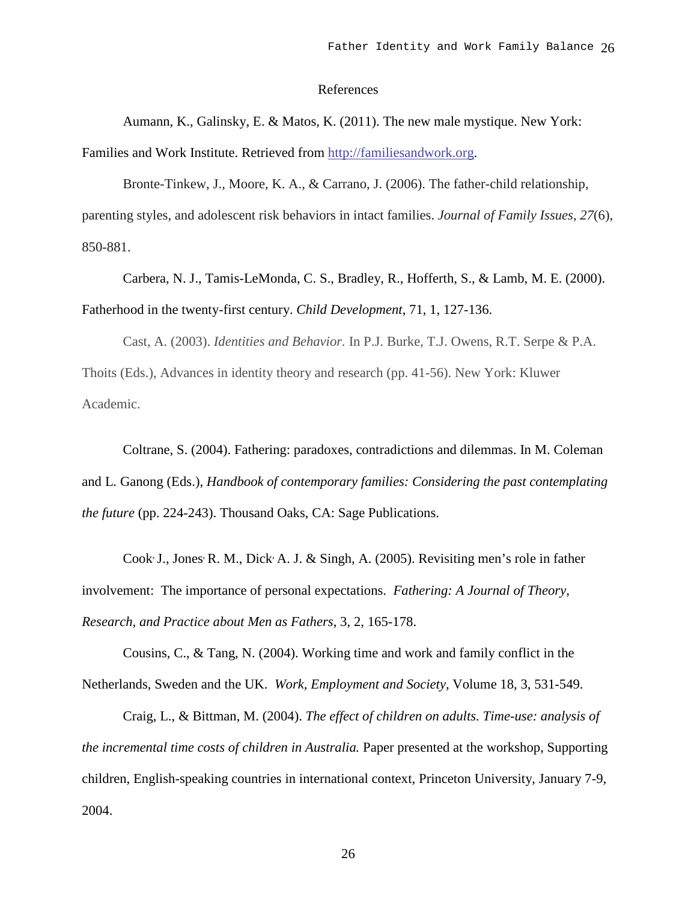# References

Aumann, K., Galinsky, E. & Matos, K. (2011). The new male mystique. New York: Families and Work Institute. Retrieved from http://familiesandwork.org.

Bronte-Tinkew, J., Moore, K. A., & Carrano, J. (2006). The father-child relationship, parenting styles, and adolescent risk behaviors in intact families. *Journal of Family Issues*, *27*(6), 850-881.

Carbera, N. J., Tamis-LeMonda, C. S., Bradley, R., Hofferth, S., & Lamb, M. E. (2000). Fatherhood in the twenty-first century. *Child Development*, 71, 1, 127-136.

Cast, A. (2003). *Identities and Behavior.* In P.J. Burke, T.J. Owens, R.T. Serpe & P.A. Thoits (Eds.), Advances in identity theory and research (pp. 41-56). New York: Kluwer Academic.

Coltrane, S. (2004). Fathering: paradoxes, contradictions and dilemmas. In M. Coleman and L. Ganong (Eds.), *Handbook of contemporary families: Considering the past contemplating the future* (pp. 224-243). Thousand Oaks, CA: Sage Publications.

Cook, J., Jones, R. M., Dick, A. J. & Singh, A. (2005). Revisiting men's role in father involvement: The importance of personal expectations. *Fathering: A Journal of Theory, Research, and Practice about Men as Fathers*, 3, 2, 165-178.

Cousins, C., & Tang, N. (2004). Working time and work and family conflict in the Netherlands, Sweden and the UK. *Work, Employment and Society*, Volume 18, 3, 531-549.

Craig, L., & Bittman, M. (2004). *The effect of children on adults. Time-use: analysis of the incremental time costs of children in Australia.* Paper presented at the workshop, Supporting children, English-speaking countries in international context, Princeton University, January 7-9, 2004.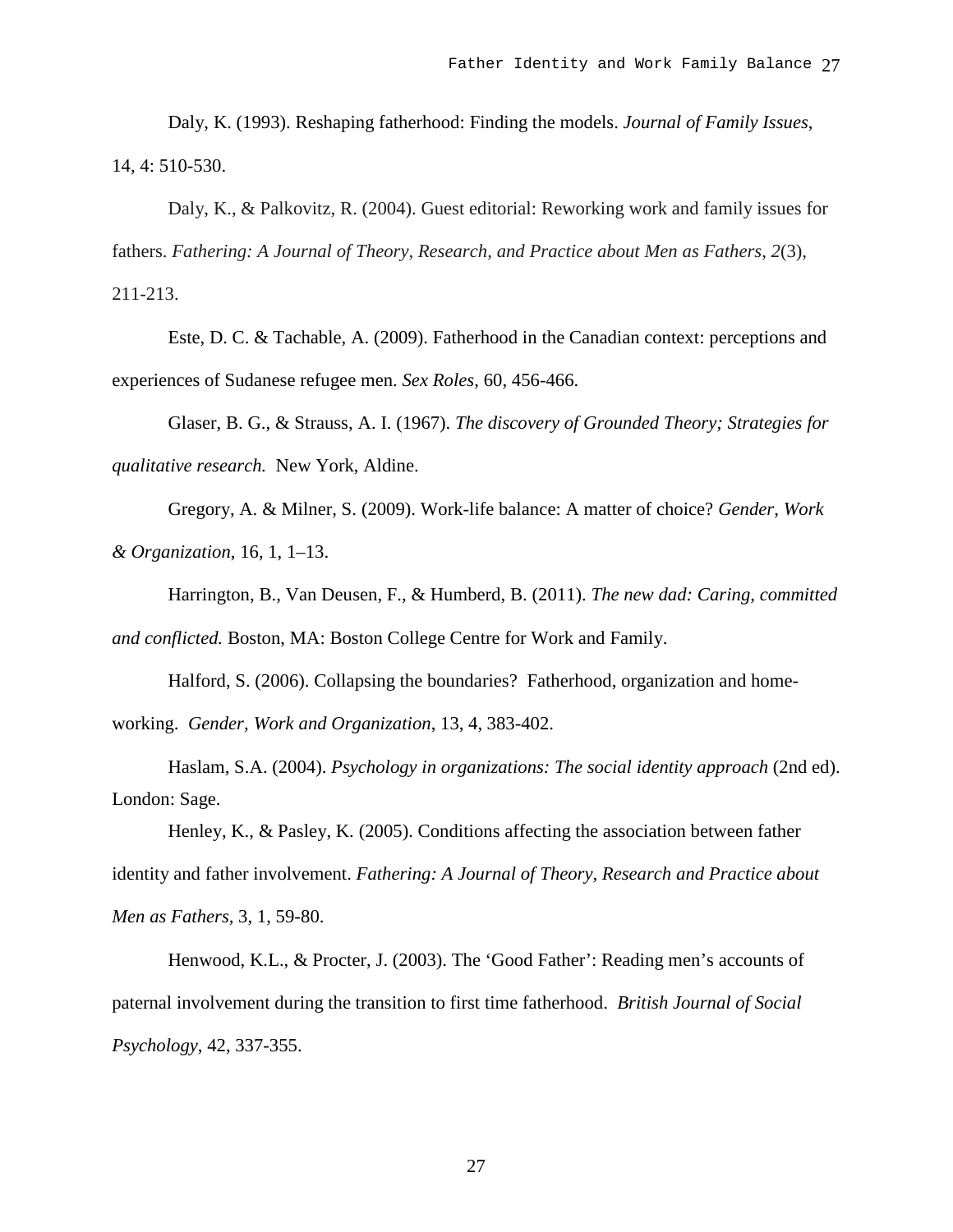Daly, K. (1993). Reshaping fatherhood: Finding the models. *Journal of Family Issues*, 14, 4: 510-530.

Daly, K., & Palkovitz, R. (2004). Guest editorial: Reworking work and family issues for fathers. *Fathering: A Journal of Theory, Research, and Practice about Men as Fathers*, *2*(3), 211-213.

Este, D. C. & Tachable, A. (2009). Fatherhood in the Canadian context: perceptions and experiences of Sudanese refugee men. *Sex Roles*, 60, 456-466.

Glaser, B. G., & Strauss, A. I. (1967). *The discovery of Grounded Theory; Strategies for qualitative research.* New York, Aldine.

Gregory, A. & Milner, S. (2009). Work-life balance: A matter of choice? *Gender, Work & Organization*, 16, 1, 1–13.

Harrington, B., Van Deusen, F., & Humberd, B. (2011). *The new dad: Caring, committed and conflicted.* Boston, MA: Boston College Centre for Work and Family.

Halford, S. (2006). Collapsing the boundaries? Fatherhood, organization and home-working. *Gender, Work and Organization*, 13, 4, 383-402.

Haslam, S.A. (2004). *Psychology in organizations: The social identity approach* (2nd ed). London: Sage.

Henley, K., & Pasley, K. (2005). Conditions affecting the association between father identity and father involvement. *Fathering: A Journal of Theory, Research and Practice about Men as Fathers*, 3, 1, 59-80.

Henwood, K.L., & Procter, J. (2003). The 'Good Father': Reading men's accounts of paternal involvement during the transition to first time fatherhood. *British Journal of Social Psychology*, 42, 337-355.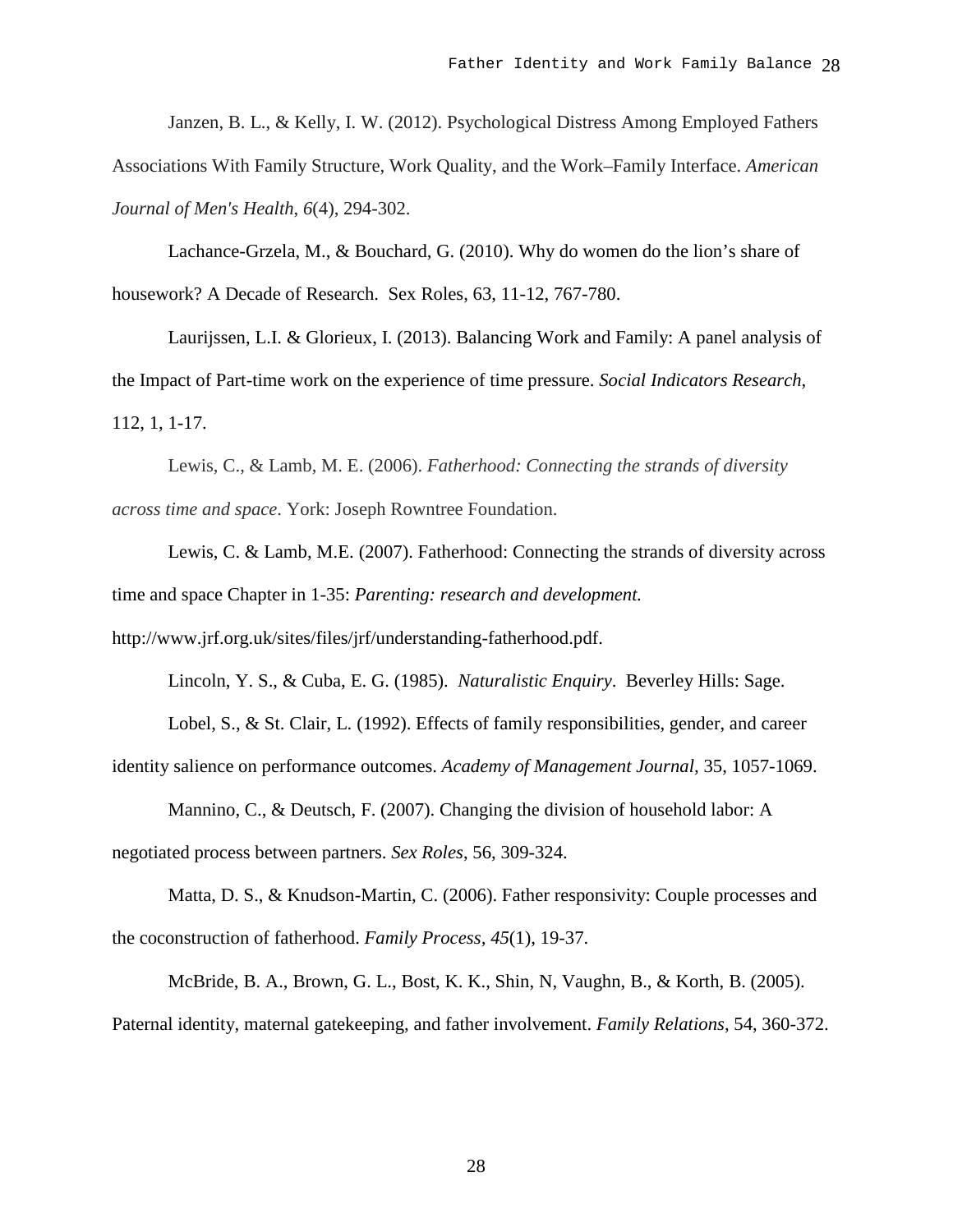Janzen, B. L., & Kelly, I. W. (2012). Psychological Distress Among Employed Fathers Associations With Family Structure, Work Quality, and the Work–Family Interface. *American Journal of Men's Health*, *6*(4), 294-302.

Lachance-Grzela, M., & Bouchard, G. (2010). Why do women do the lion's share of housework? A Decade of Research. Sex Roles, 63, 11-12, 767-780.

Laurijssen, L.I. & Glorieux, I. (2013). Balancing Work and Family: A panel analysis of the Impact of Part-time work on the experience of time pressure. *Social Indicators Research*, 112, 1, 1-17.

Lewis, C., & Lamb, M. E. (2006). *Fatherhood: Connecting the strands of diversity across time and space*. York: Joseph Rowntree Foundation.

Lewis, C. & Lamb, M.E. (2007). Fatherhood: Connecting the strands of diversity across time and space Chapter in 1-35: *Parenting: research and development.* http://www.jrf.org.uk/sites/files/jrf/understanding-fatherhood.pdf.

Lincoln, Y. S., & Cuba, E. G. (1985). *Naturalistic Enquiry*. Beverley Hills: Sage.

Lobel, S., & St. Clair, L. (1992). Effects of family responsibilities, gender, and career identity salience on performance outcomes. *Academy of Management Journal,* 35, 1057-1069.

Mannino, C., & Deutsch, F. (2007). Changing the division of household labor: A negotiated process between partners. *Sex Roles*, 56, 309-324.

Matta, D. S., & Knudson-Martin, C. (2006). Father responsivity: Couple processes and the coconstruction of fatherhood. *Family Process, 45*(1), 19-37.

McBride, B. A., Brown, G. L., Bost, K. K., Shin, N, Vaughn, B., & Korth, B. (2005). Paternal identity, maternal gatekeeping, and father involvement. *Family Relations*, 54, 360-372.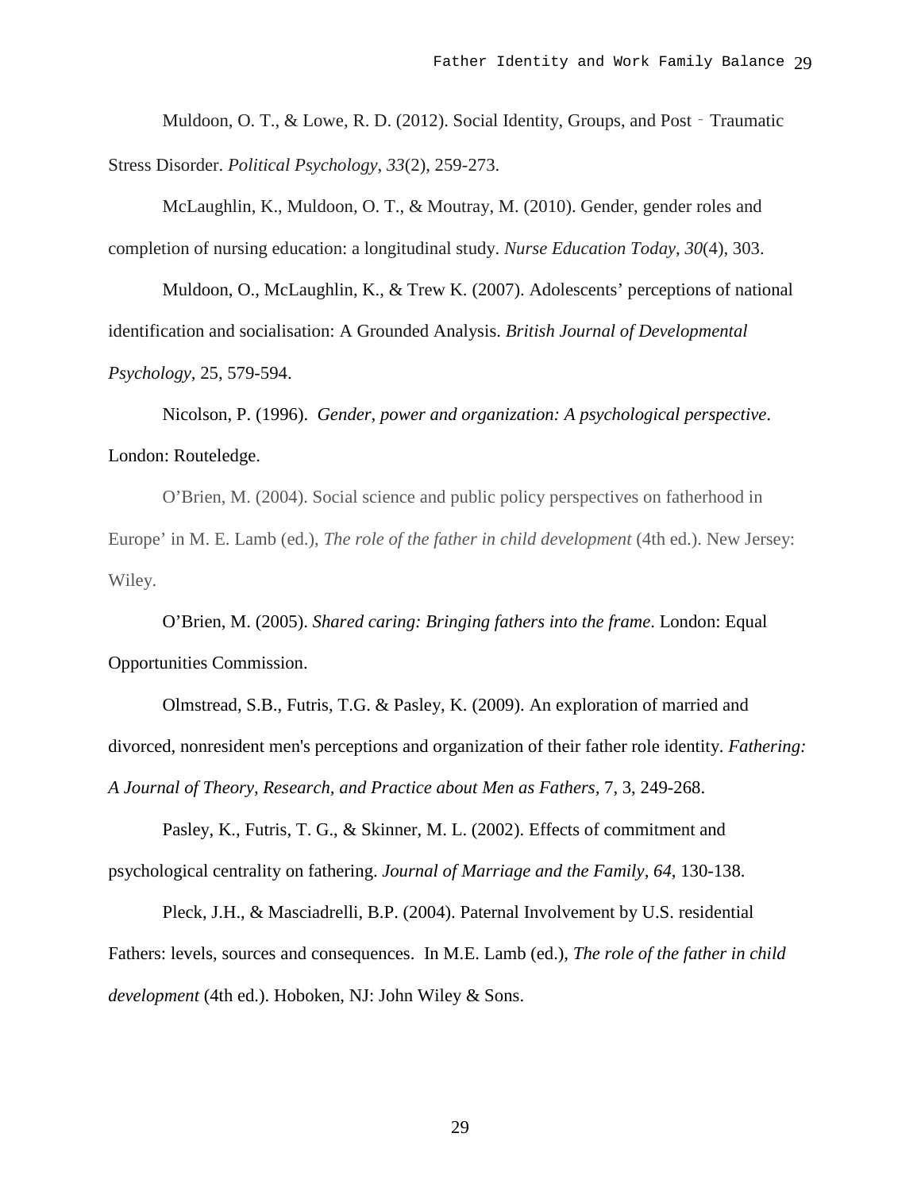Muldoon, O. T., & Lowe, R. D. (2012). Social Identity, Groups, and Post‐Traumatic Stress Disorder. *Political Psychology*, *33*(2), 259-273.

McLaughlin, K., Muldoon, O. T., & Moutray, M. (2010). Gender, gender roles and completion of nursing education: a longitudinal study. *Nurse Education Today*, *30*(4), 303.

Muldoon, O., McLaughlin, K., & Trew K. (2007). Adolescents' perceptions of national identification and socialisation: A Grounded Analysis. *British Journal of Developmental Psychology,* 25, 579-594.

Nicolson, P. (1996). *Gender, power and organization: A psychological perspective*. London: Routeledge.

O'Brien, M. (2004). Social science and public policy perspectives on fatherhood in Europe' in M. E. Lamb (ed.), *The role of the father in child development* (4th ed.). New Jersey: Wiley.

O'Brien, M. (2005). *Shared caring: Bringing fathers into the frame*. London: Equal Opportunities Commission.

Olmstread, S.B., Futris, T.G. & Pasley, K. (2009). An exploration of married and divorced, nonresident men's perceptions and organization of their father role identity. *Fathering: A Journal of Theory, Research, and Practice about Men as Fathers,* 7, 3, 249-268.

Pasley, K., Futris, T. G., & Skinner, M. L. (2002). Effects of commitment and psychological centrality on fathering. *Journal of Marriage and the Family*, *64*, 130-138.

Pleck, J.H., & Masciadrelli, B.P. (2004). Paternal Involvement by U.S. residential Fathers: levels, sources and consequences. In M.E. Lamb (ed.), *The role of the father in child development* (4th ed.). Hoboken, NJ: John Wiley & Sons.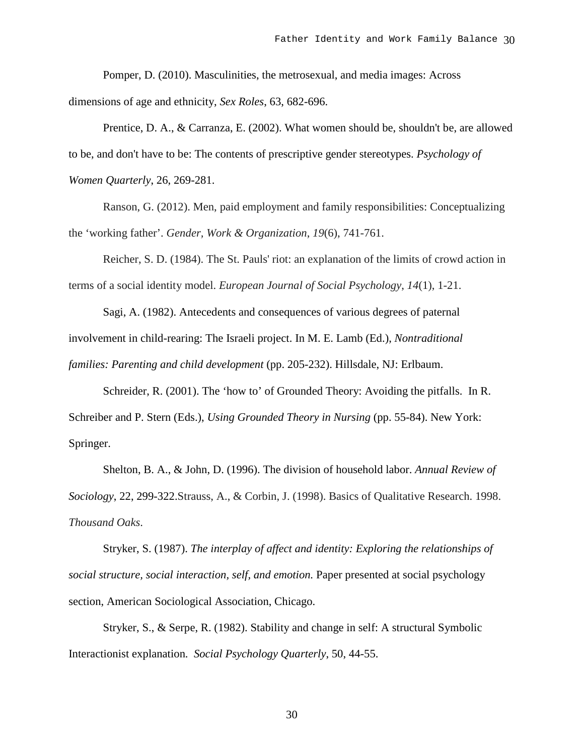Pomper, D. (2010). Masculinities, the metrosexual, and media images: Across dimensions of age and ethnicity, *Sex Roles*, 63, 682-696.

Prentice, D. A., & Carranza, E. (2002). What women should be, shouldn't be, are allowed to be, and don't have to be: The contents of prescriptive gender stereotypes. *Psychology of Women Quarterly*, 26, 269-281.

Ranson, G. (2012). Men, paid employment and family responsibilities: Conceptualizing the 'working father'. *Gender, Work & Organization*, *19*(6), 741-761.

Reicher, S. D. (1984). The St. Pauls' riot: an explanation of the limits of crowd action in terms of a social identity model. *European Journal of Social Psychology*, *14*(1), 1-21.

Sagi, A. (1982). Antecedents and consequences of various degrees of paternal involvement in child-rearing: The Israeli project. In M. E. Lamb (Ed.), *Nontraditional families: Parenting and child development* (pp. 205-232). Hillsdale, NJ: Erlbaum.

Schreider, R. (2001). The 'how to' of Grounded Theory: Avoiding the pitfalls. In R. Schreiber and P. Stern (Eds.), *Using Grounded Theory in Nursing* (pp. 55-84). New York: Springer.

Shelton, B. A., & John, D. (1996). The division of household labor. *Annual Review of Sociology*, 22, 299-322.Strauss, A., & Corbin, J. (1998). Basics of Qualitative Research. 1998. *Thousand Oaks*.

Stryker, S. (1987). *The interplay of affect and identity: Exploring the relationships of social structure, social interaction, self, and emotion.* Paper presented at social psychology section, American Sociological Association, Chicago.

Stryker, S., & Serpe, R. (1982). Stability and change in self: A structural Symbolic Interactionist explanation. *Social Psychology Quarterly*, 50, 44-55.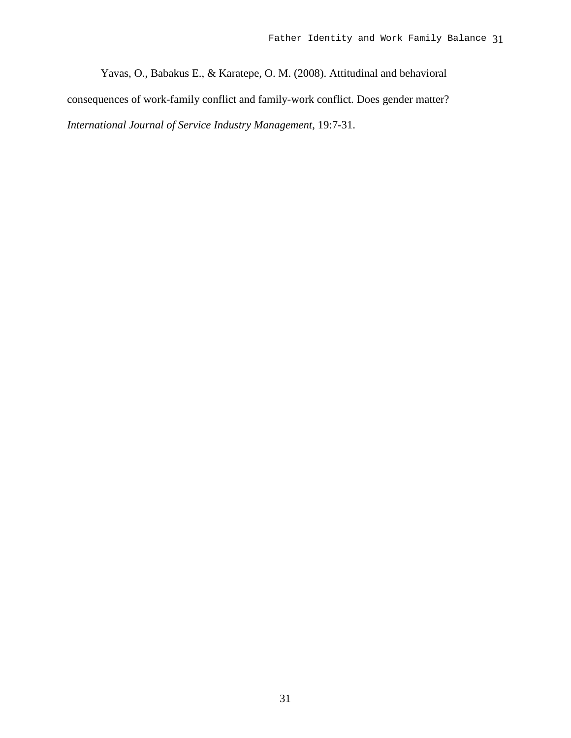Yavas, O., Babakus E., & Karatepe, O. M. (2008). Attitudinal and behavioral consequences of work-family conflict and family-work conflict. Does gender matter? *International Journal of Service Industry Management*, 19:7-31.